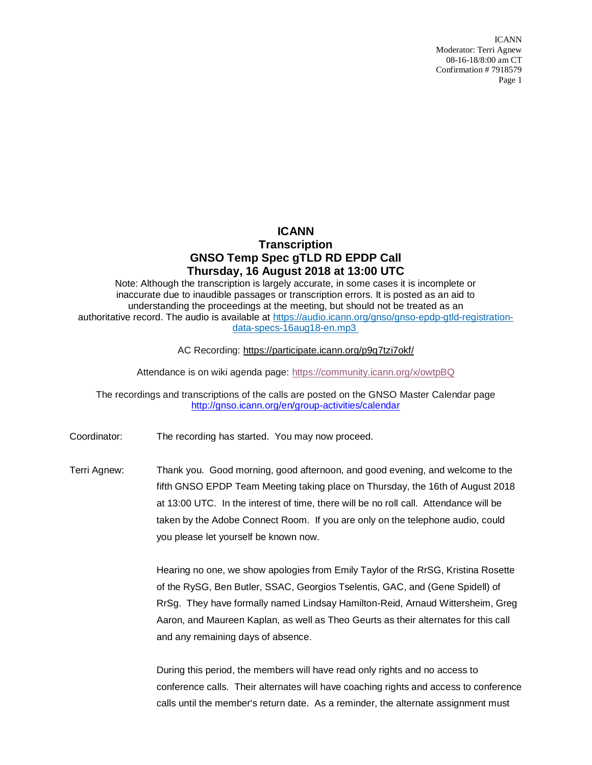# ICANN
# Transcription
# GNSO Temp Spec gTLD RD EPDP Call
# Thursday, 16 August 2018 at 13:00 UTC

Note: Although the transcription is largely accurate, in some cases it is incomplete or inaccurate due to inaudible passages or transcription errors. It is posted as an aid to understanding the proceedings at the meeting, but should not be treated as an authoritative record. The audio is available at https://audio.icann.org/gnso/gnso-epdp-gtld-registration-data-specs-16aug18-en.mp3

AC Recording: https://participate.icann.org/p9q7tzi7okf/

Attendance is on wiki agenda page: https://community.icann.org/x/owtpBQ

The recordings and transcriptions of the calls are posted on the GNSO Master Calendar page http://gnso.icann.org/en/group-activities/calendar

Coordinator: The recording has started. You may now proceed.

Terri Agnew: Thank you. Good morning, good afternoon, and good evening, and welcome to the fifth GNSO EPDP Team Meeting taking place on Thursday, the 16th of August 2018 at 13:00 UTC. In the interest of time, there will be no roll call. Attendance will be taken by the Adobe Connect Room. If you are only on the telephone audio, could you please let yourself be known now.

Hearing no one, we show apologies from Emily Taylor of the RrSG, Kristina Rosette of the RySG, Ben Butler, SSAC, Georgios Tselentis, GAC, and (Gene Spidell) of RrSg. They have formally named Lindsay Hamilton-Reid, Arnaud Wittersheim, Greg Aaron, and Maureen Kaplan, as well as Theo Geurts as their alternates for this call and any remaining days of absence.

During this period, the members will have read only rights and no access to conference calls. Their alternates will have coaching rights and access to conference calls until the member's return date. As a reminder, the alternate assignment must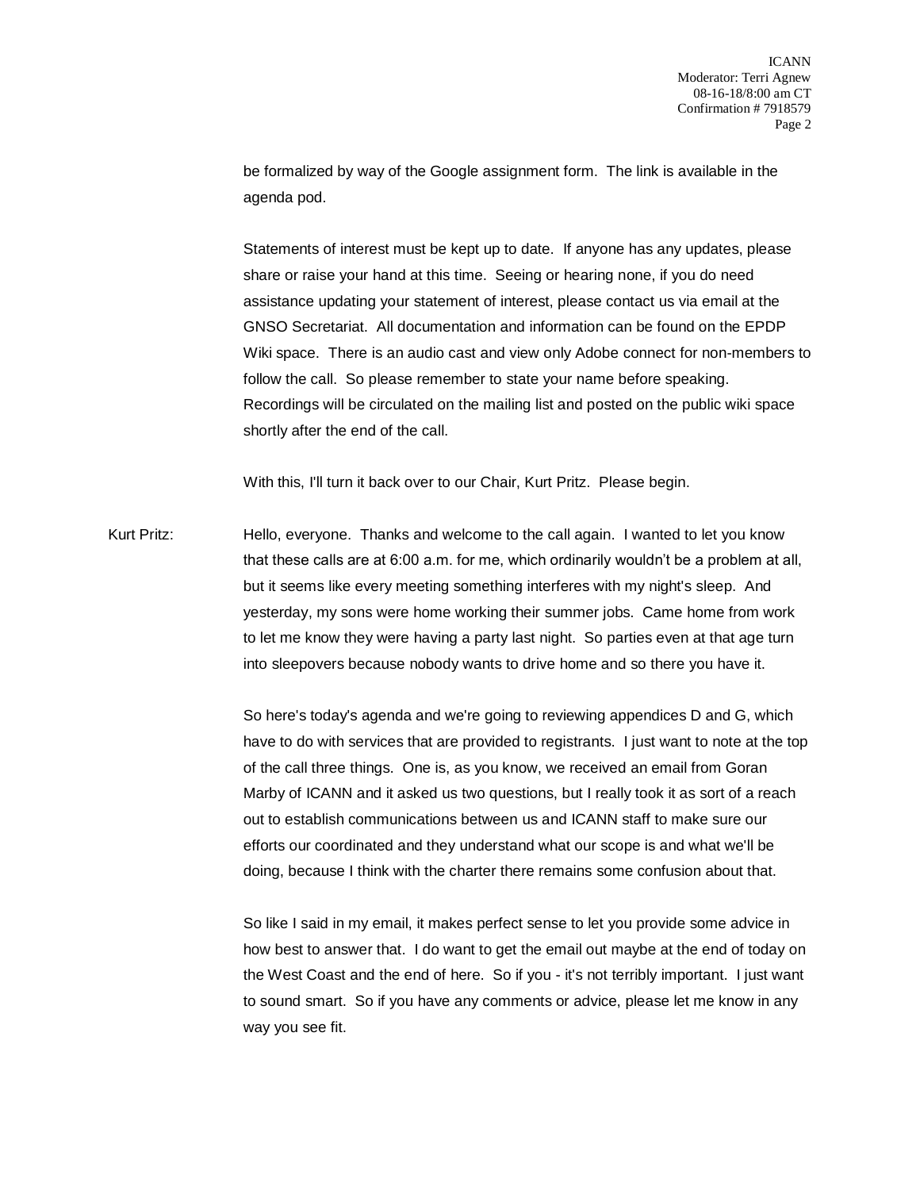be formalized by way of the Google assignment form. The link is available in the agenda pod.

Statements of interest must be kept up to date. If anyone has any updates, please share or raise your hand at this time. Seeing or hearing none, if you do need assistance updating your statement of interest, please contact us via email at the GNSO Secretariat. All documentation and information can be found on the EPDP Wiki space. There is an audio cast and view only Adobe connect for non-members to follow the call. So please remember to state your name before speaking. Recordings will be circulated on the mailing list and posted on the public wiki space shortly after the end of the call.

With this, I'll turn it back over to our Chair, Kurt Pritz. Please begin.

Kurt Pritz: Hello, everyone. Thanks and welcome to the call again. I wanted to let you know that these calls are at 6:00 a.m. for me, which ordinarily wouldn't be a problem at all, but it seems like every meeting something interferes with my night's sleep. And yesterday, my sons were home working their summer jobs. Came home from work to let me know they were having a party last night. So parties even at that age turn into sleepovers because nobody wants to drive home and so there you have it.

So here's today's agenda and we're going to reviewing appendices D and G, which have to do with services that are provided to registrants. I just want to note at the top of the call three things. One is, as you know, we received an email from Goran Marby of ICANN and it asked us two questions, but I really took it as sort of a reach out to establish communications between us and ICANN staff to make sure our efforts our coordinated and they understand what our scope is and what we'll be doing, because I think with the charter there remains some confusion about that.

So like I said in my email, it makes perfect sense to let you provide some advice in how best to answer that. I do want to get the email out maybe at the end of today on the West Coast and the end of here. So if you - it's not terribly important. I just want to sound smart. So if you have any comments or advice, please let me know in any way you see fit.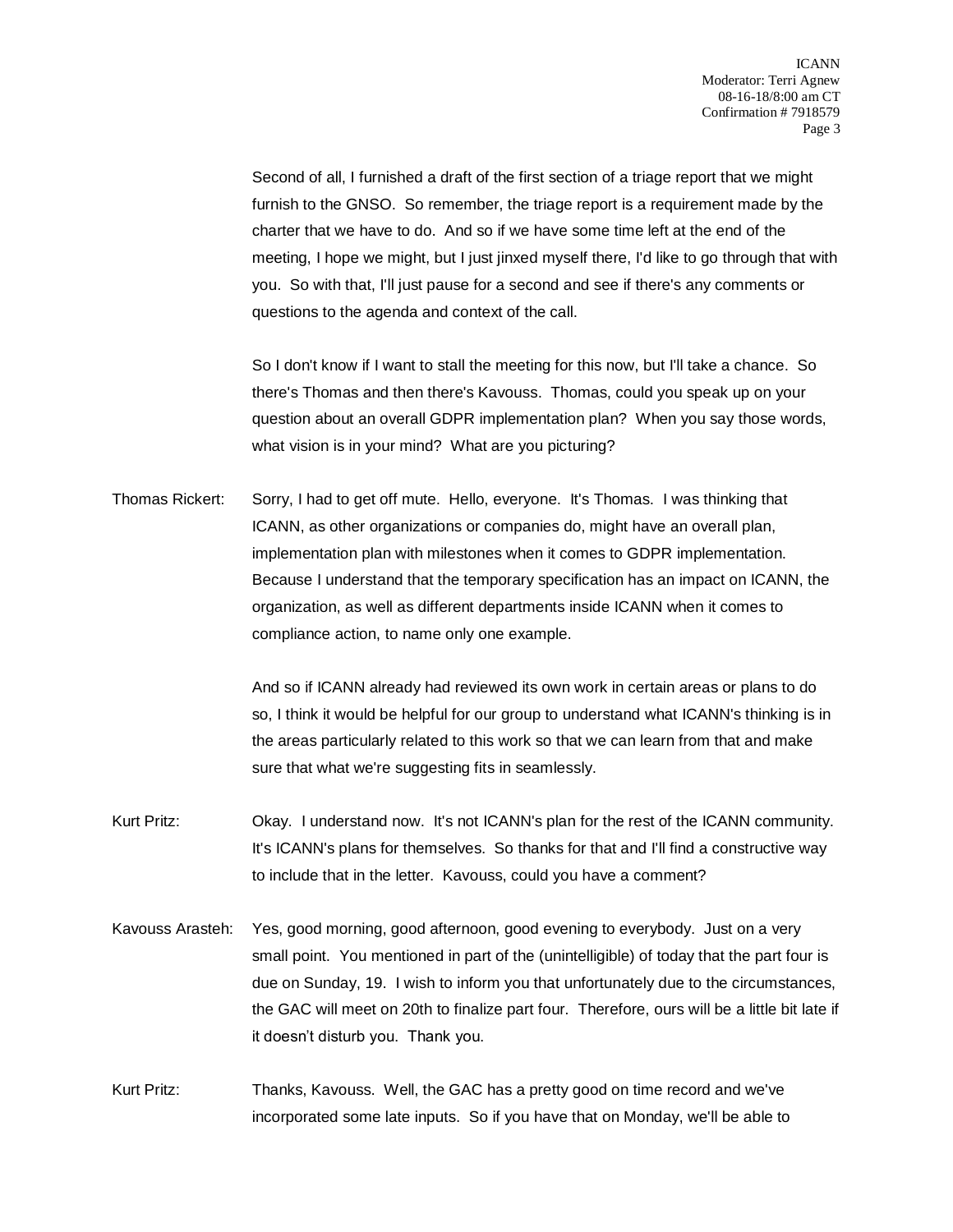Second of all, I furnished a draft of the first section of a triage report that we might furnish to the GNSO. So remember, the triage report is a requirement made by the charter that we have to do. And so if we have some time left at the end of the meeting, I hope we might, but I just jinxed myself there, I'd like to go through that with you. So with that, I'll just pause for a second and see if there's any comments or questions to the agenda and context of the call.

So I don't know if I want to stall the meeting for this now, but I'll take a chance. So there's Thomas and then there's Kavouss. Thomas, could you speak up on your question about an overall GDPR implementation plan? When you say those words, what vision is in your mind? What are you picturing?

Thomas Rickert: Sorry, I had to get off mute. Hello, everyone. It's Thomas. I was thinking that ICANN, as other organizations or companies do, might have an overall plan, implementation plan with milestones when it comes to GDPR implementation. Because I understand that the temporary specification has an impact on ICANN, the organization, as well as different departments inside ICANN when it comes to compliance action, to name only one example.

And so if ICANN already had reviewed its own work in certain areas or plans to do so, I think it would be helpful for our group to understand what ICANN's thinking is in the areas particularly related to this work so that we can learn from that and make sure that what we're suggesting fits in seamlessly.

Kurt Pritz: Okay. I understand now. It's not ICANN's plan for the rest of the ICANN community. It's ICANN's plans for themselves. So thanks for that and I'll find a constructive way to include that in the letter. Kavouss, could you have a comment?

Kavouss Arasteh: Yes, good morning, good afternoon, good evening to everybody. Just on a very small point. You mentioned in part of the (unintelligible) of today that the part four is due on Sunday, 19. I wish to inform you that unfortunately due to the circumstances, the GAC will meet on 20th to finalize part four. Therefore, ours will be a little bit late if it doesn't disturb you. Thank you.

Kurt Pritz: Thanks, Kavouss. Well, the GAC has a pretty good on time record and we've incorporated some late inputs. So if you have that on Monday, we'll be able to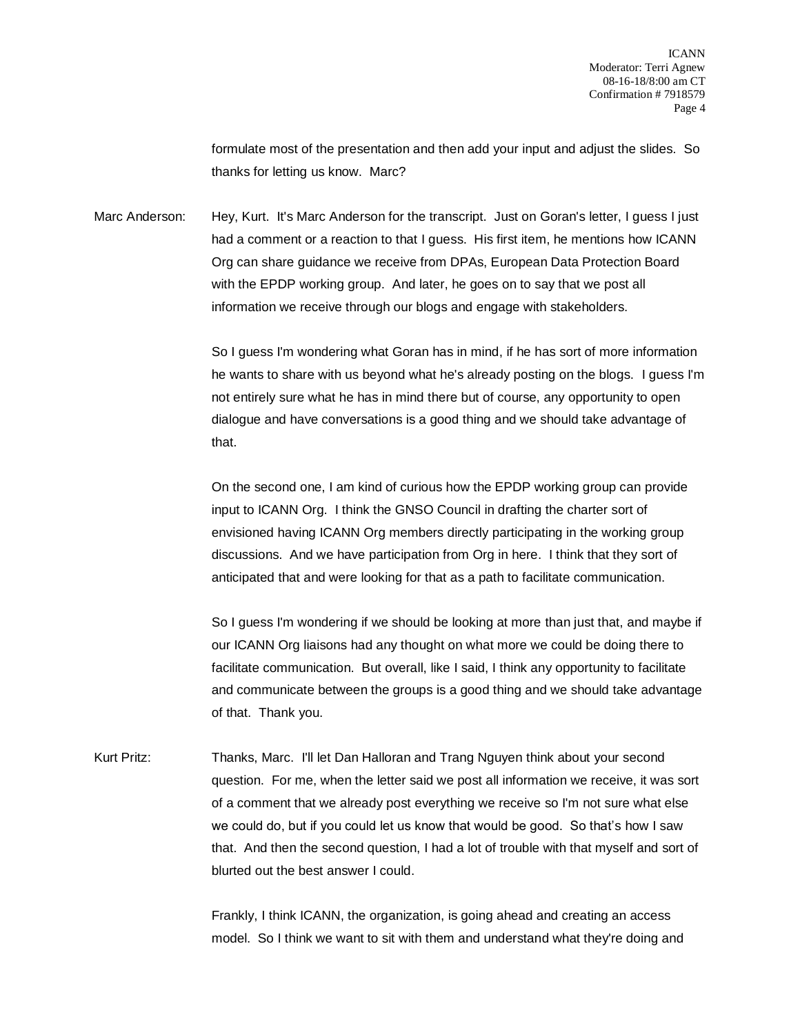formulate most of the presentation and then add your input and adjust the slides. So thanks for letting us know. Marc?

Marc Anderson: Hey, Kurt. It's Marc Anderson for the transcript. Just on Goran's letter, I guess I just had a comment or a reaction to that I guess. His first item, he mentions how ICANN Org can share guidance we receive from DPAs, European Data Protection Board with the EPDP working group. And later, he goes on to say that we post all information we receive through our blogs and engage with stakeholders.

So I guess I'm wondering what Goran has in mind, if he has sort of more information he wants to share with us beyond what he's already posting on the blogs. I guess I'm not entirely sure what he has in mind there but of course, any opportunity to open dialogue and have conversations is a good thing and we should take advantage of that.

On the second one, I am kind of curious how the EPDP working group can provide input to ICANN Org. I think the GNSO Council in drafting the charter sort of envisioned having ICANN Org members directly participating in the working group discussions. And we have participation from Org in here. I think that they sort of anticipated that and were looking for that as a path to facilitate communication.

So I guess I'm wondering if we should be looking at more than just that, and maybe if our ICANN Org liaisons had any thought on what more we could be doing there to facilitate communication. But overall, like I said, I think any opportunity to facilitate and communicate between the groups is a good thing and we should take advantage of that. Thank you.

Kurt Pritz: Thanks, Marc. I'll let Dan Halloran and Trang Nguyen think about your second question. For me, when the letter said we post all information we receive, it was sort of a comment that we already post everything we receive so I'm not sure what else we could do, but if you could let us know that would be good. So that's how I saw that. And then the second question, I had a lot of trouble with that myself and sort of blurted out the best answer I could.

Frankly, I think ICANN, the organization, is going ahead and creating an access model. So I think we want to sit with them and understand what they're doing and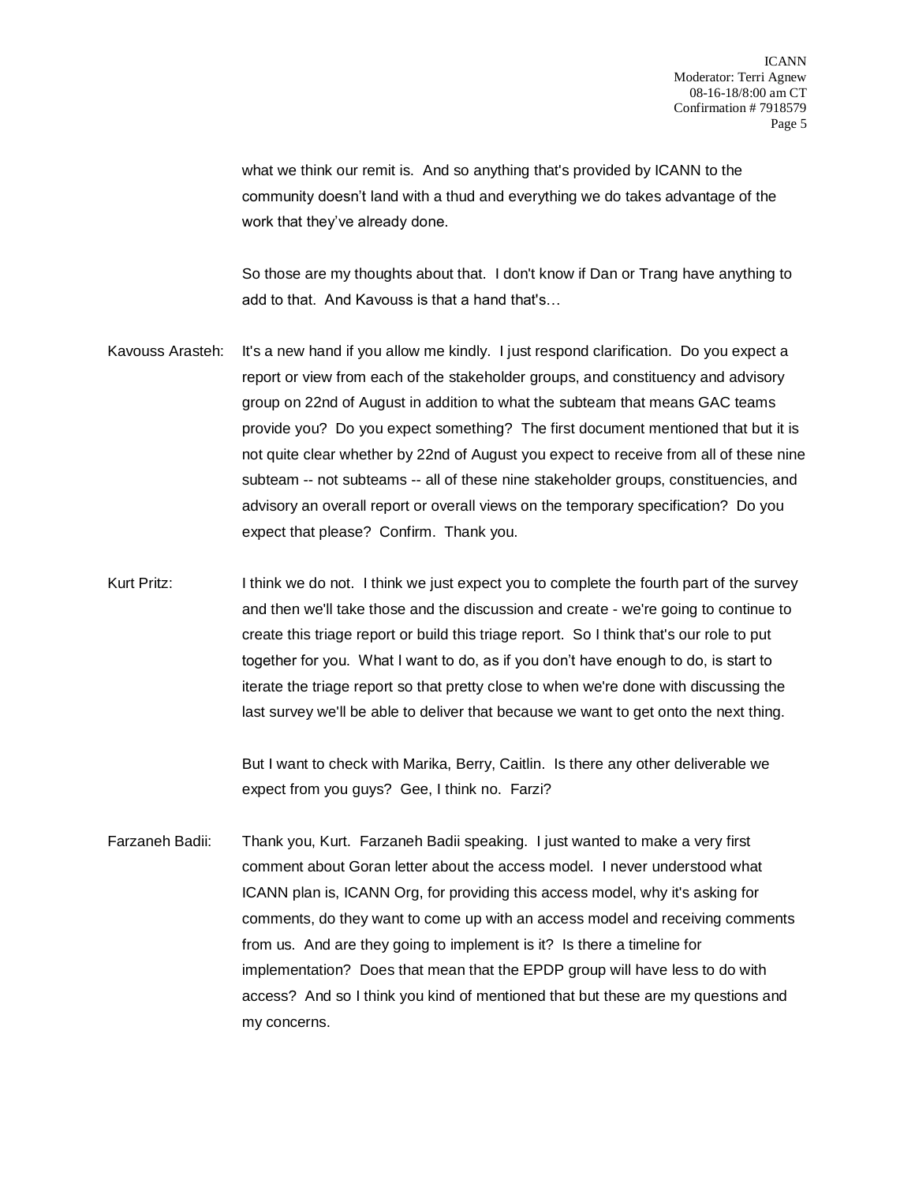what we think our remit is. And so anything that's provided by ICANN to the community doesn't land with a thud and everything we do takes advantage of the work that they've already done.

So those are my thoughts about that. I don't know if Dan or Trang have anything to add to that. And Kavouss is that a hand that's…

Kavouss Arasteh: It's a new hand if you allow me kindly. I just respond clarification. Do you expect a report or view from each of the stakeholder groups, and constituency and advisory group on 22nd of August in addition to what the subteam that means GAC teams provide you? Do you expect something? The first document mentioned that but it is not quite clear whether by 22nd of August you expect to receive from all of these nine subteam -- not subteams -- all of these nine stakeholder groups, constituencies, and advisory an overall report or overall views on the temporary specification? Do you expect that please? Confirm. Thank you.

Kurt Pritz: I think we do not. I think we just expect you to complete the fourth part of the survey and then we'll take those and the discussion and create - we're going to continue to create this triage report or build this triage report. So I think that's our role to put together for you. What I want to do, as if you don't have enough to do, is start to iterate the triage report so that pretty close to when we're done with discussing the last survey we'll be able to deliver that because we want to get onto the next thing.

But I want to check with Marika, Berry, Caitlin. Is there any other deliverable we expect from you guys? Gee, I think no. Farzi?

Farzaneh Badii: Thank you, Kurt. Farzaneh Badii speaking. I just wanted to make a very first comment about Goran letter about the access model. I never understood what ICANN plan is, ICANN Org, for providing this access model, why it's asking for comments, do they want to come up with an access model and receiving comments from us. And are they going to implement is it? Is there a timeline for implementation? Does that mean that the EPDP group will have less to do with access? And so I think you kind of mentioned that but these are my questions and my concerns.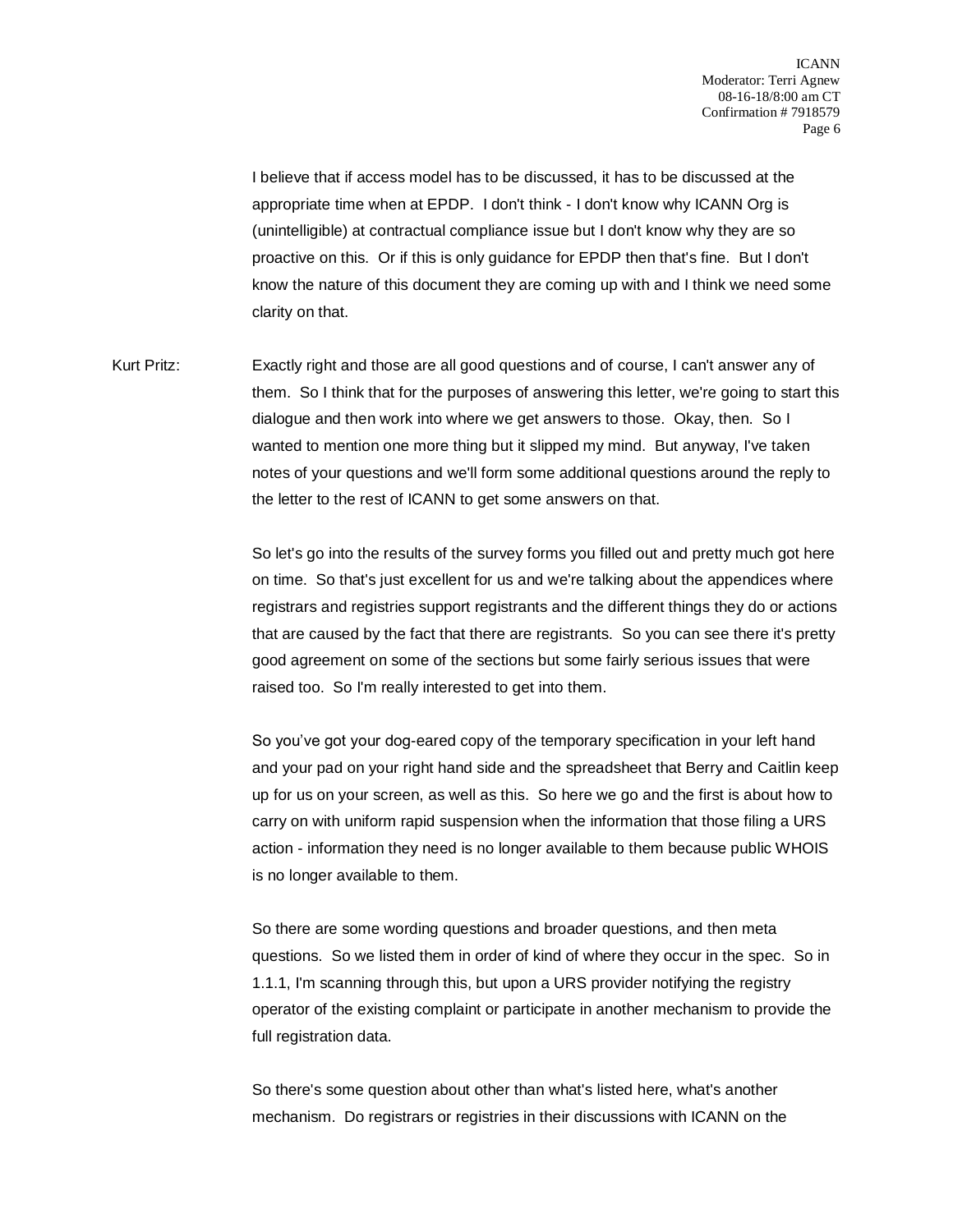I believe that if access model has to be discussed, it has to be discussed at the appropriate time when at EPDP. I don't think - I don't know why ICANN Org is (unintelligible) at contractual compliance issue but I don't know why they are so proactive on this. Or if this is only guidance for EPDP then that's fine. But I don't know the nature of this document they are coming up with and I think we need some clarity on that.

Kurt Pritz: Exactly right and those are all good questions and of course, I can't answer any of them. So I think that for the purposes of answering this letter, we're going to start this dialogue and then work into where we get answers to those. Okay, then. So I wanted to mention one more thing but it slipped my mind. But anyway, I've taken notes of your questions and we'll form some additional questions around the reply to the letter to the rest of ICANN to get some answers on that.

So let's go into the results of the survey forms you filled out and pretty much got here on time. So that's just excellent for us and we're talking about the appendices where registrars and registries support registrants and the different things they do or actions that are caused by the fact that there are registrants. So you can see there it's pretty good agreement on some of the sections but some fairly serious issues that were raised too. So I'm really interested to get into them.

So you've got your dog-eared copy of the temporary specification in your left hand and your pad on your right hand side and the spreadsheet that Berry and Caitlin keep up for us on your screen, as well as this. So here we go and the first is about how to carry on with uniform rapid suspension when the information that those filing a URS action - information they need is no longer available to them because public WHOIS is no longer available to them.

So there are some wording questions and broader questions, and then meta questions. So we listed them in order of kind of where they occur in the spec. So in 1.1.1, I'm scanning through this, but upon a URS provider notifying the registry operator of the existing complaint or participate in another mechanism to provide the full registration data.

So there's some question about other than what's listed here, what's another mechanism. Do registrars or registries in their discussions with ICANN on the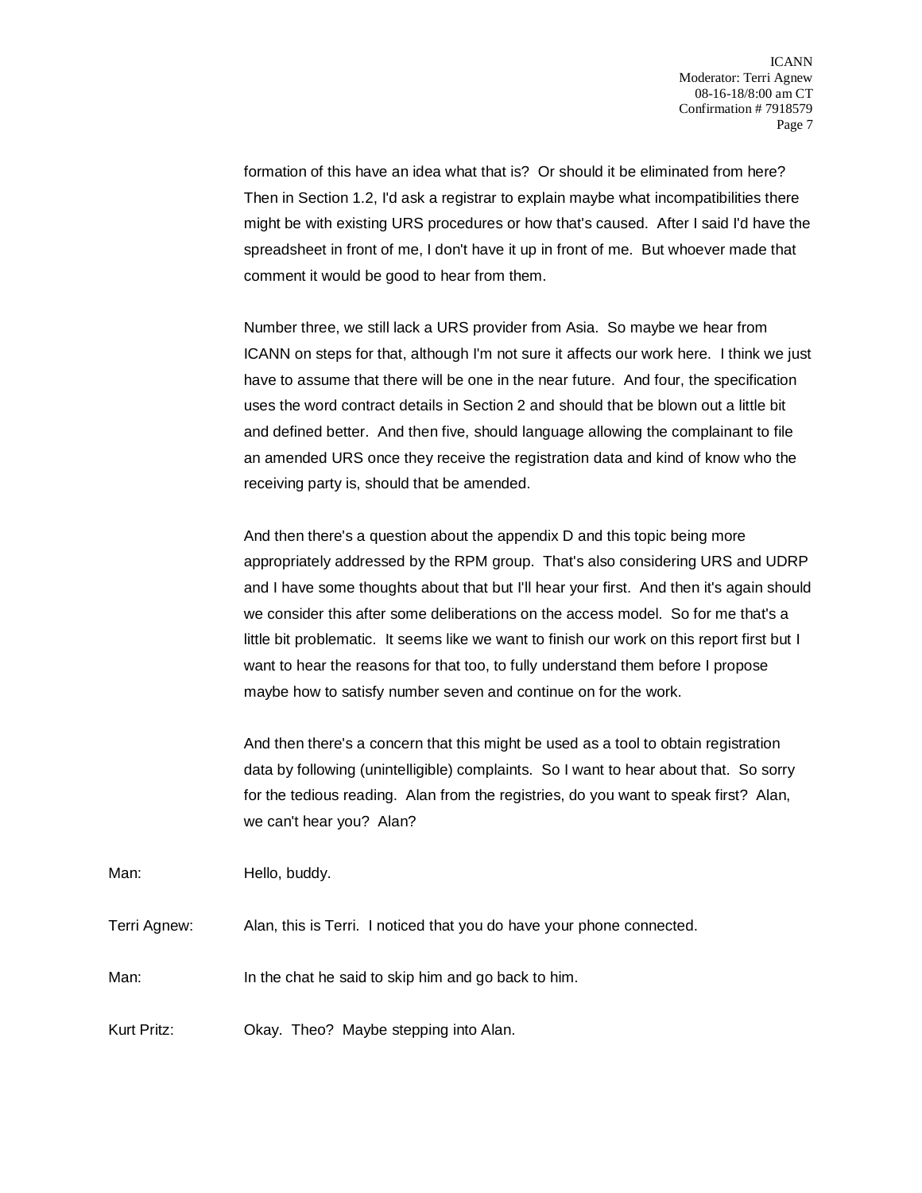formation of this have an idea what that is? Or should it be eliminated from here? Then in Section 1.2, I'd ask a registrar to explain maybe what incompatibilities there might be with existing URS procedures or how that's caused. After I said I'd have the spreadsheet in front of me, I don't have it up in front of me. But whoever made that comment it would be good to hear from them.

Number three, we still lack a URS provider from Asia. So maybe we hear from ICANN on steps for that, although I'm not sure it affects our work here. I think we just have to assume that there will be one in the near future. And four, the specification uses the word contract details in Section 2 and should that be blown out a little bit and defined better. And then five, should language allowing the complainant to file an amended URS once they receive the registration data and kind of know who the receiving party is, should that be amended.

And then there's a question about the appendix D and this topic being more appropriately addressed by the RPM group. That's also considering URS and UDRP and I have some thoughts about that but I'll hear your first. And then it's again should we consider this after some deliberations on the access model. So for me that's a little bit problematic. It seems like we want to finish our work on this report first but I want to hear the reasons for that too, to fully understand them before I propose maybe how to satisfy number seven and continue on for the work.

And then there's a concern that this might be used as a tool to obtain registration data by following (unintelligible) complaints. So I want to hear about that. So sorry for the tedious reading. Alan from the registries, do you want to speak first? Alan, we can't hear you? Alan?

Man: Hello, buddy.

Terri Agnew: Alan, this is Terri. I noticed that you do have your phone connected.

Man: In the chat he said to skip him and go back to him.

Kurt Pritz: Okay. Theo? Maybe stepping into Alan.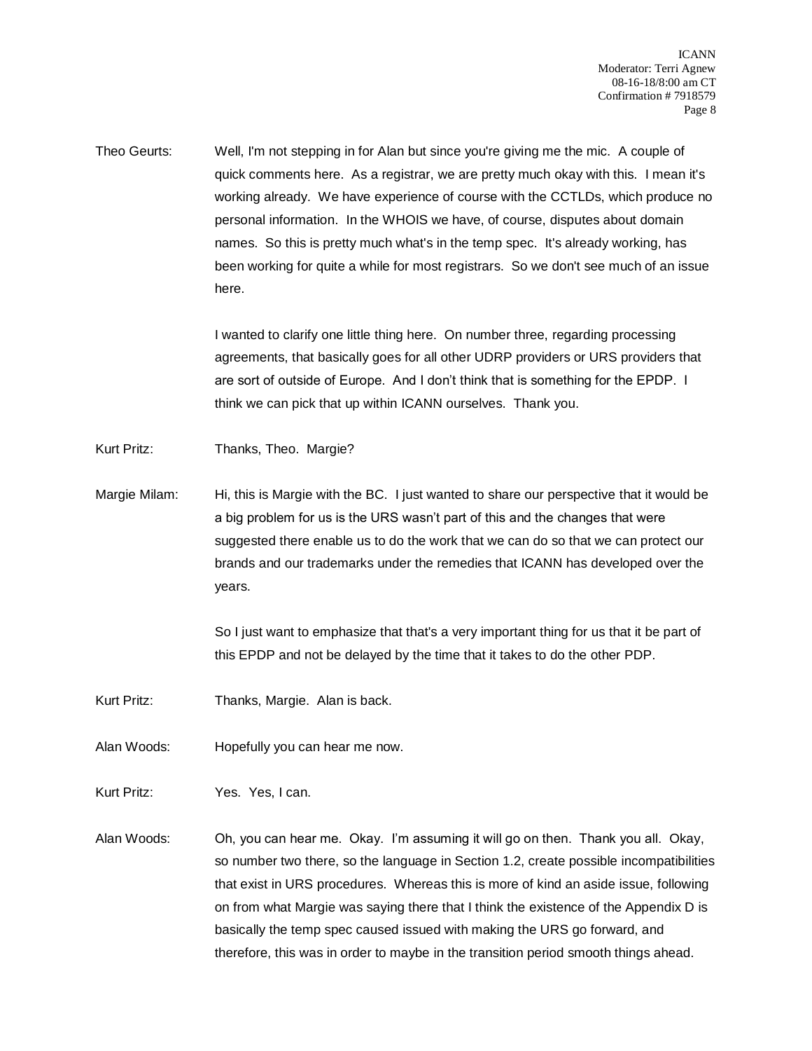Theo Geurts: Well, I'm not stepping in for Alan but since you're giving me the mic. A couple of quick comments here. As a registrar, we are pretty much okay with this. I mean it's working already. We have experience of course with the CCTLDs, which produce no personal information. In the WHOIS we have, of course, disputes about domain names. So this is pretty much what's in the temp spec. It's already working, has been working for quite a while for most registrars. So we don't see much of an issue here.

I wanted to clarify one little thing here. On number three, regarding processing agreements, that basically goes for all other UDRP providers or URS providers that are sort of outside of Europe. And I don't think that is something for the EPDP. I think we can pick that up within ICANN ourselves. Thank you.

Kurt Pritz: Thanks, Theo. Margie?

Margie Milam: Hi, this is Margie with the BC. I just wanted to share our perspective that it would be a big problem for us is the URS wasn't part of this and the changes that were suggested there enable us to do the work that we can do so that we can protect our brands and our trademarks under the remedies that ICANN has developed over the years.

So I just want to emphasize that that's a very important thing for us that it be part of this EPDP and not be delayed by the time that it takes to do the other PDP.

Kurt Pritz: Thanks, Margie. Alan is back.

Alan Woods: Hopefully you can hear me now.

Kurt Pritz: Yes. Yes, I can.

Alan Woods: Oh, you can hear me. Okay. I'm assuming it will go on then. Thank you all. Okay, so number two there, so the language in Section 1.2, create possible incompatibilities that exist in URS procedures. Whereas this is more of kind an aside issue, following on from what Margie was saying there that I think the existence of the Appendix D is basically the temp spec caused issued with making the URS go forward, and therefore, this was in order to maybe in the transition period smooth things ahead.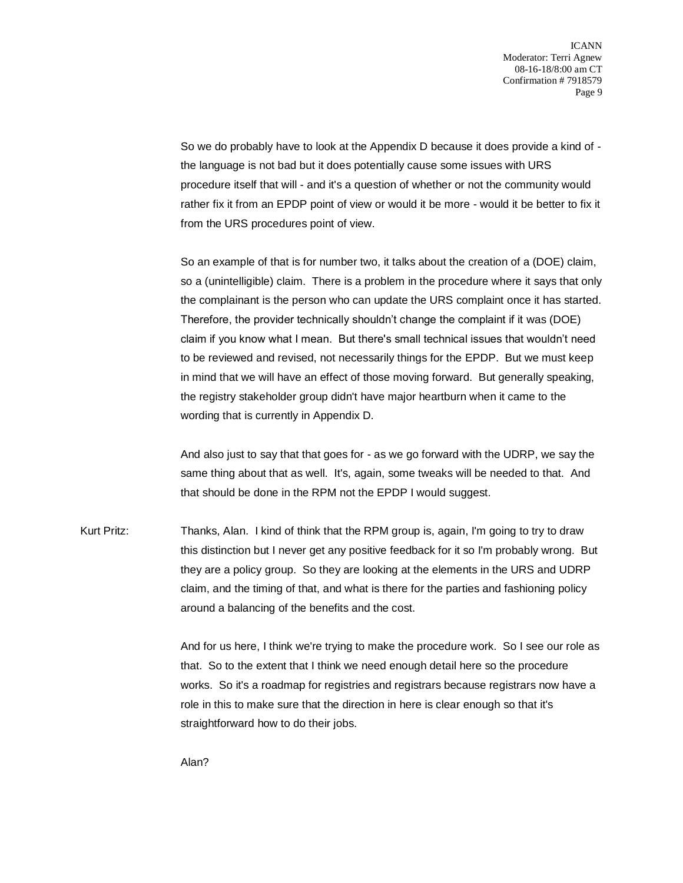So we do probably have to look at the Appendix D because it does provide a kind of - the language is not bad but it does potentially cause some issues with URS procedure itself that will - and it's a question of whether or not the community would rather fix it from an EPDP point of view or would it be more - would it be better to fix it from the URS procedures point of view.

So an example of that is for number two, it talks about the creation of a (DOE) claim, so a (unintelligible) claim. There is a problem in the procedure where it says that only the complainant is the person who can update the URS complaint once it has started. Therefore, the provider technically shouldn't change the complaint if it was (DOE) claim if you know what I mean. But there's small technical issues that wouldn't need to be reviewed and revised, not necessarily things for the EPDP. But we must keep in mind that we will have an effect of those moving forward. But generally speaking, the registry stakeholder group didn't have major heartburn when it came to the wording that is currently in Appendix D.

And also just to say that that goes for - as we go forward with the UDRP, we say the same thing about that as well. It's, again, some tweaks will be needed to that. And that should be done in the RPM not the EPDP I would suggest.

Kurt Pritz: Thanks, Alan. I kind of think that the RPM group is, again, I'm going to try to draw this distinction but I never get any positive feedback for it so I'm probably wrong. But they are a policy group. So they are looking at the elements in the URS and UDRP claim, and the timing of that, and what is there for the parties and fashioning policy around a balancing of the benefits and the cost.

And for us here, I think we're trying to make the procedure work. So I see our role as that. So to the extent that I think we need enough detail here so the procedure works. So it's a roadmap for registries and registrars because registrars now have a role in this to make sure that the direction in here is clear enough so that it's straightforward how to do their jobs.

Alan?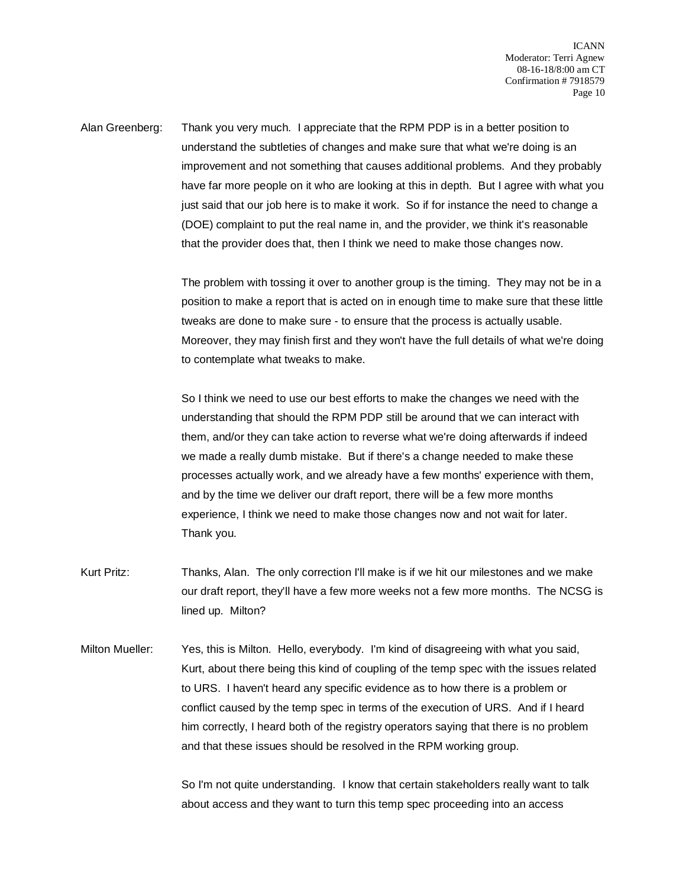Alan Greenberg: Thank you very much. I appreciate that the RPM PDP is in a better position to understand the subtleties of changes and make sure that what we're doing is an improvement and not something that causes additional problems. And they probably have far more people on it who are looking at this in depth. But I agree with what you just said that our job here is to make it work. So if for instance the need to change a (DOE) complaint to put the real name in, and the provider, we think it's reasonable that the provider does that, then I think we need to make those changes now.

The problem with tossing it over to another group is the timing. They may not be in a position to make a report that is acted on in enough time to make sure that these little tweaks are done to make sure - to ensure that the process is actually usable. Moreover, they may finish first and they won't have the full details of what we're doing to contemplate what tweaks to make.

So I think we need to use our best efforts to make the changes we need with the understanding that should the RPM PDP still be around that we can interact with them, and/or they can take action to reverse what we're doing afterwards if indeed we made a really dumb mistake. But if there's a change needed to make these processes actually work, and we already have a few months' experience with them, and by the time we deliver our draft report, there will be a few more months experience, I think we need to make those changes now and not wait for later. Thank you.

Kurt Pritz: Thanks, Alan. The only correction I'll make is if we hit our milestones and we make our draft report, they'll have a few more weeks not a few more months. The NCSG is lined up. Milton?

Milton Mueller: Yes, this is Milton. Hello, everybody. I'm kind of disagreeing with what you said, Kurt, about there being this kind of coupling of the temp spec with the issues related to URS. I haven't heard any specific evidence as to how there is a problem or conflict caused by the temp spec in terms of the execution of URS. And if I heard him correctly, I heard both of the registry operators saying that there is no problem and that these issues should be resolved in the RPM working group.

So I'm not quite understanding. I know that certain stakeholders really want to talk about access and they want to turn this temp spec proceeding into an access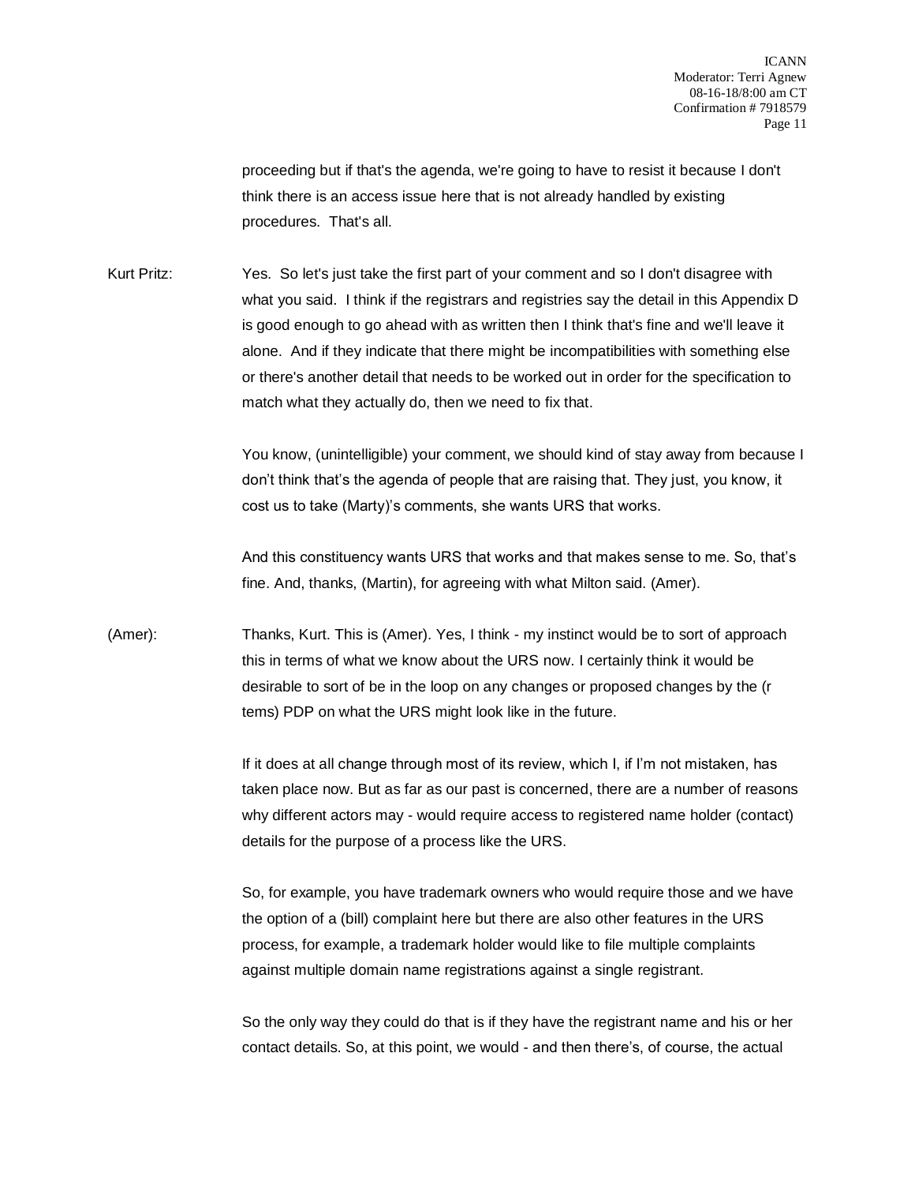proceeding but if that's the agenda, we're going to have to resist it because I don't think there is an access issue here that is not already handled by existing procedures. That's all.

Kurt Pritz: Yes. So let's just take the first part of your comment and so I don't disagree with what you said. I think if the registrars and registries say the detail in this Appendix D is good enough to go ahead with as written then I think that's fine and we'll leave it alone. And if they indicate that there might be incompatibilities with something else or there's another detail that needs to be worked out in order for the specification to match what they actually do, then we need to fix that.

You know, (unintelligible) your comment, we should kind of stay away from because I don't think that's the agenda of people that are raising that. They just, you know, it cost us to take (Marty)'s comments, she wants URS that works.

And this constituency wants URS that works and that makes sense to me. So, that's fine. And, thanks, (Martin), for agreeing with what Milton said. (Amer).

(Amer): Thanks, Kurt. This is (Amer). Yes, I think - my instinct would be to sort of approach this in terms of what we know about the URS now. I certainly think it would be desirable to sort of be in the loop on any changes or proposed changes by the (r tems) PDP on what the URS might look like in the future.

If it does at all change through most of its review, which I, if I'm not mistaken, has taken place now. But as far as our past is concerned, there are a number of reasons why different actors may - would require access to registered name holder (contact) details for the purpose of a process like the URS.

So, for example, you have trademark owners who would require those and we have the option of a (bill) complaint here but there are also other features in the URS process, for example, a trademark holder would like to file multiple complaints against multiple domain name registrations against a single registrant.

So the only way they could do that is if they have the registrant name and his or her contact details. So, at this point, we would - and then there's, of course, the actual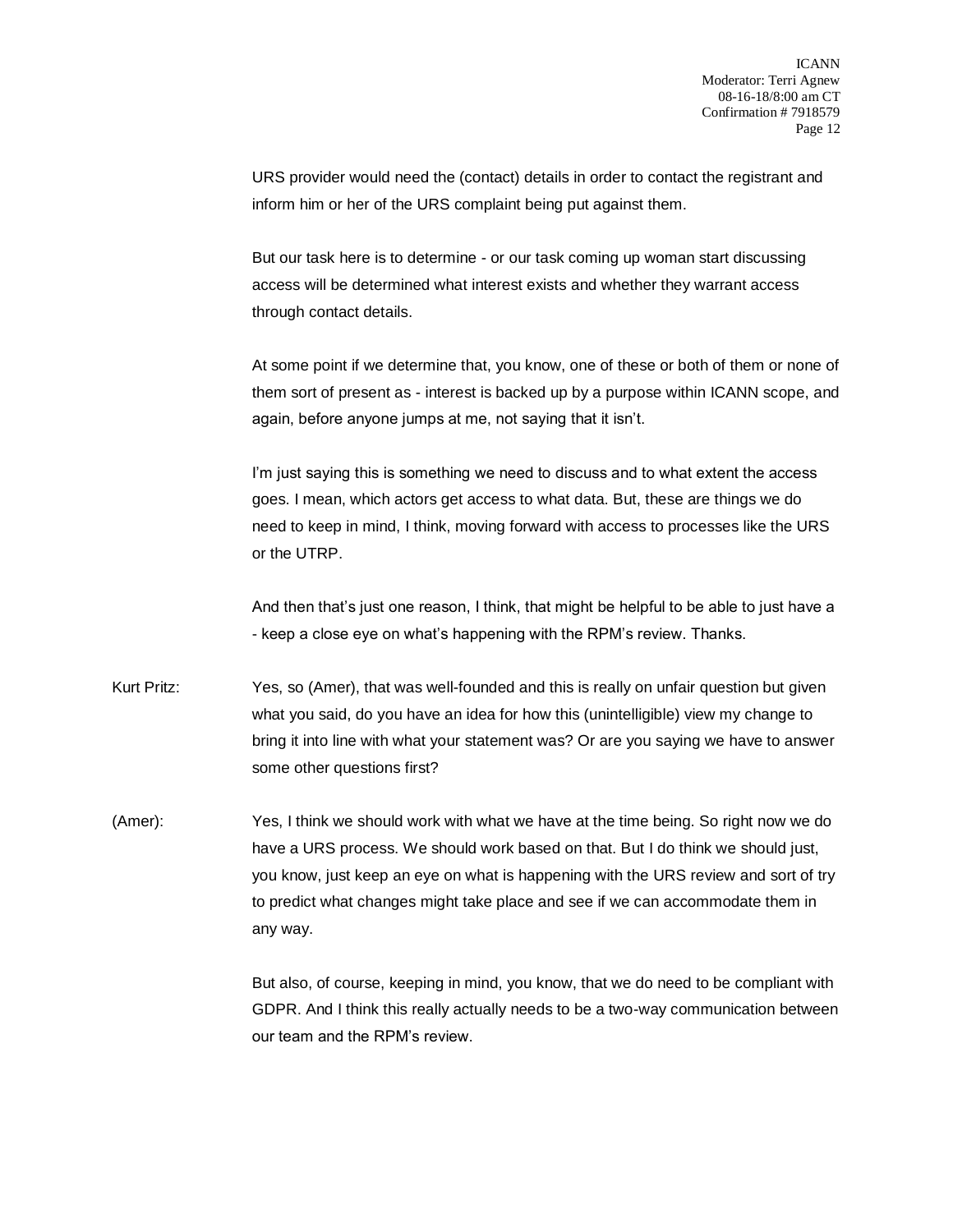URS provider would need the (contact) details in order to contact the registrant and inform him or her of the URS complaint being put against them.

But our task here is to determine - or our task coming up woman start discussing access will be determined what interest exists and whether they warrant access through contact details.

At some point if we determine that, you know, one of these or both of them or none of them sort of present as - interest is backed up by a purpose within ICANN scope, and again, before anyone jumps at me, not saying that it isn't.

I'm just saying this is something we need to discuss and to what extent the access goes. I mean, which actors get access to what data. But, these are things we do need to keep in mind, I think, moving forward with access to processes like the URS or the UTRP.

And then that's just one reason, I think, that might be helpful to be able to just have a - keep a close eye on what's happening with the RPM's review. Thanks.

Kurt Pritz: Yes, so (Amer), that was well-founded and this is really on unfair question but given what you said, do you have an idea for how this (unintelligible) view my change to bring it into line with what your statement was? Or are you saying we have to answer some other questions first?

(Amer): Yes, I think we should work with what we have at the time being. So right now we do have a URS process. We should work based on that. But I do think we should just, you know, just keep an eye on what is happening with the URS review and sort of try to predict what changes might take place and see if we can accommodate them in any way.

But also, of course, keeping in mind, you know, that we do need to be compliant with GDPR. And I think this really actually needs to be a two-way communication between our team and the RPM's review.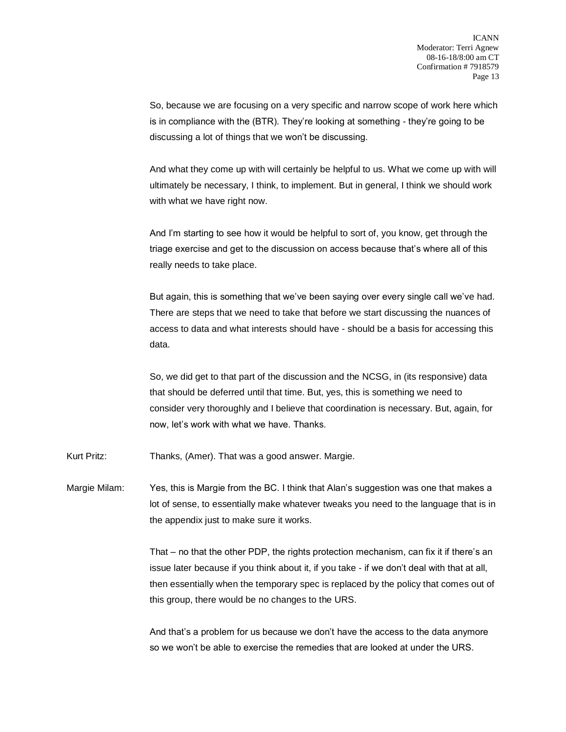So, because we are focusing on a very specific and narrow scope of work here which is in compliance with the (BTR). They're looking at something - they're going to be discussing a lot of things that we won't be discussing.

And what they come up with will certainly be helpful to us. What we come up with will ultimately be necessary, I think, to implement. But in general, I think we should work with what we have right now.

And I'm starting to see how it would be helpful to sort of, you know, get through the triage exercise and get to the discussion on access because that's where all of this really needs to take place.

But again, this is something that we've been saying over every single call we've had. There are steps that we need to take that before we start discussing the nuances of access to data and what interests should have - should be a basis for accessing this data.

So, we did get to that part of the discussion and the NCSG, in (its responsive) data that should be deferred until that time. But, yes, this is something we need to consider very thoroughly and I believe that coordination is necessary. But, again, for now, let's work with what we have. Thanks.

Kurt Pritz: Thanks, (Amer). That was a good answer. Margie.

Margie Milam: Yes, this is Margie from the BC. I think that Alan's suggestion was one that makes a lot of sense, to essentially make whatever tweaks you need to the language that is in the appendix just to make sure it works.

That – no that the other PDP, the rights protection mechanism, can fix it if there's an issue later because if you think about it, if you take - if we don't deal with that at all, then essentially when the temporary spec is replaced by the policy that comes out of this group, there would be no changes to the URS.

And that's a problem for us because we don't have the access to the data anymore so we won't be able to exercise the remedies that are looked at under the URS.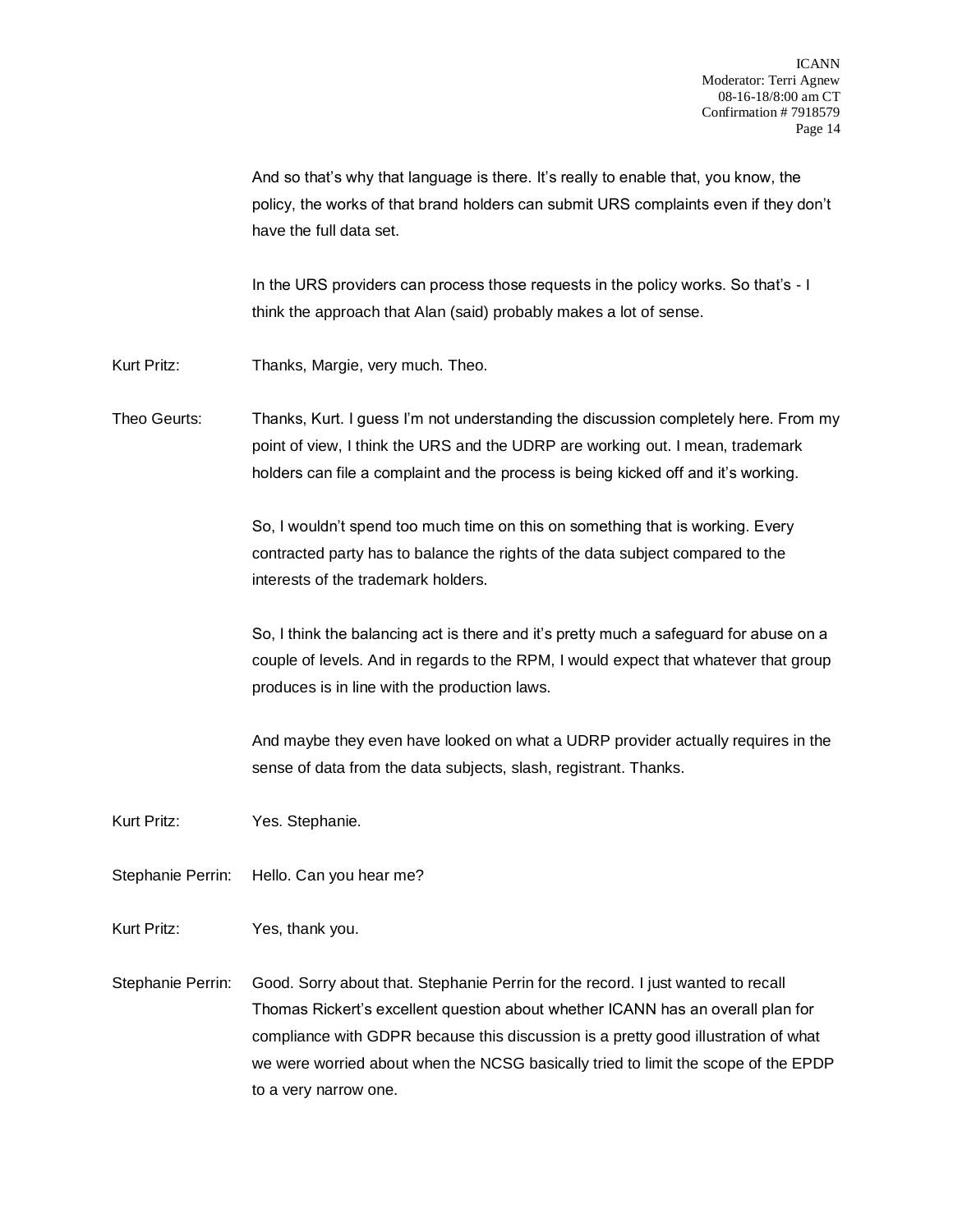And so that's why that language is there. It's really to enable that, you know, the policy, the works of that brand holders can submit URS complaints even if they don't have the full data set.

In the URS providers can process those requests in the policy works. So that's - I think the approach that Alan (said) probably makes a lot of sense.

Kurt Pritz: Thanks, Margie, very much. Theo.

Theo Geurts: Thanks, Kurt. I guess I'm not understanding the discussion completely here. From my point of view, I think the URS and the UDRP are working out. I mean, trademark holders can file a complaint and the process is being kicked off and it's working.

So, I wouldn't spend too much time on this on something that is working. Every contracted party has to balance the rights of the data subject compared to the interests of the trademark holders.

So, I think the balancing act is there and it's pretty much a safeguard for abuse on a couple of levels. And in regards to the RPM, I would expect that whatever that group produces is in line with the production laws.

And maybe they even have looked on what a UDRP provider actually requires in the sense of data from the data subjects, slash, registrant. Thanks.

Kurt Pritz: Yes. Stephanie.

Stephanie Perrin: Hello. Can you hear me?

Kurt Pritz: Yes, thank you.

Stephanie Perrin: Good. Sorry about that. Stephanie Perrin for the record. I just wanted to recall Thomas Rickert's excellent question about whether ICANN has an overall plan for compliance with GDPR because this discussion is a pretty good illustration of what we were worried about when the NCSG basically tried to limit the scope of the EPDP to a very narrow one.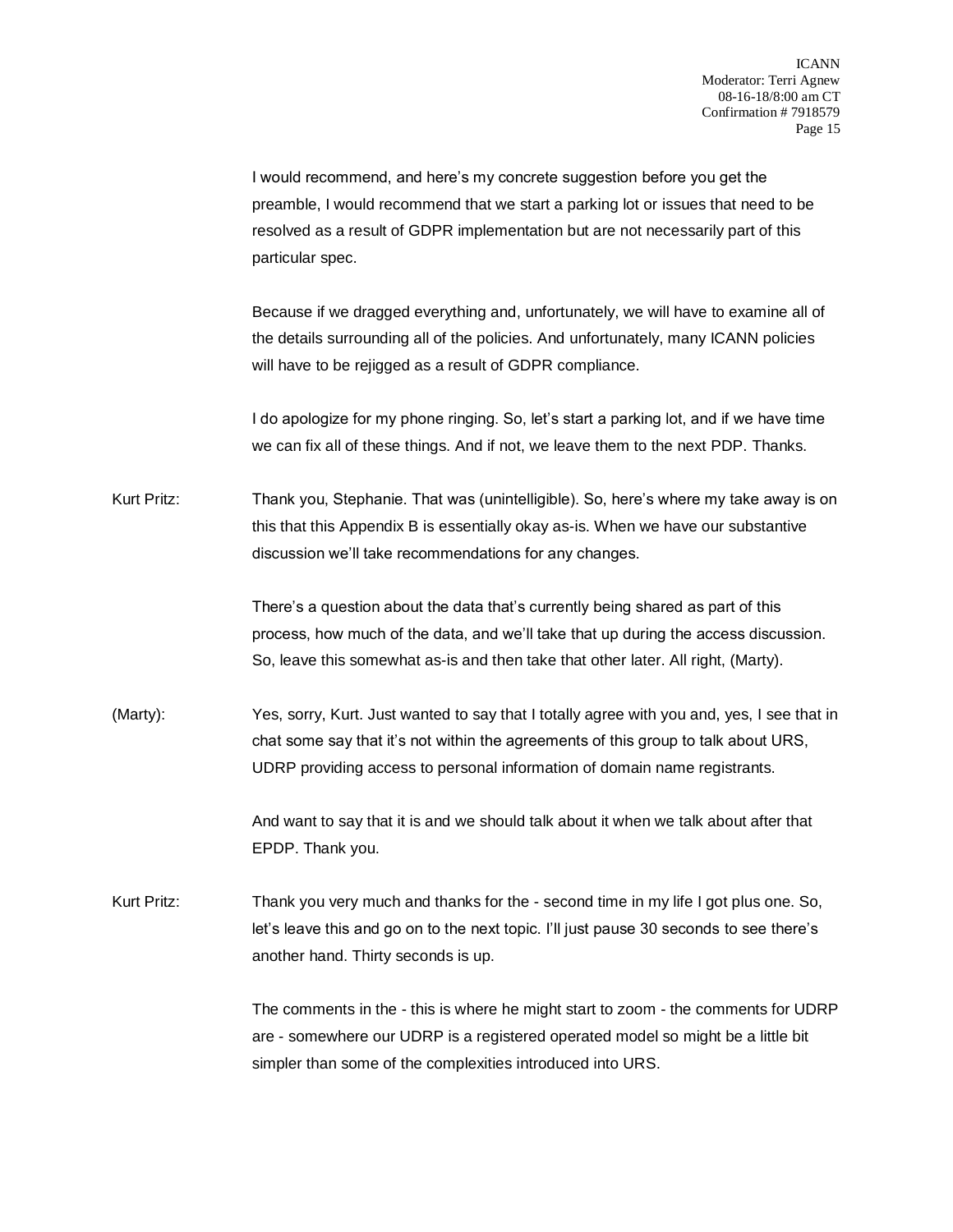I would recommend, and here's my concrete suggestion before you get the preamble, I would recommend that we start a parking lot or issues that need to be resolved as a result of GDPR implementation but are not necessarily part of this particular spec.

Because if we dragged everything and, unfortunately, we will have to examine all of the details surrounding all of the policies. And unfortunately, many ICANN policies will have to be rejigged as a result of GDPR compliance.

I do apologize for my phone ringing. So, let's start a parking lot, and if we have time we can fix all of these things. And if not, we leave them to the next PDP. Thanks.

Kurt Pritz: Thank you, Stephanie. That was (unintelligible). So, here's where my take away is on this that this Appendix B is essentially okay as-is. When we have our substantive discussion we'll take recommendations for any changes.

There's a question about the data that's currently being shared as part of this process, how much of the data, and we'll take that up during the access discussion. So, leave this somewhat as-is and then take that other later. All right, (Marty).

(Marty): Yes, sorry, Kurt. Just wanted to say that I totally agree with you and, yes, I see that in chat some say that it's not within the agreements of this group to talk about URS, UDRP providing access to personal information of domain name registrants.

And want to say that it is and we should talk about it when we talk about after that EPDP. Thank you.

Kurt Pritz: Thank you very much and thanks for the - second time in my life I got plus one. So, let's leave this and go on to the next topic. I'll just pause 30 seconds to see there's another hand. Thirty seconds is up.

The comments in the - this is where he might start to zoom - the comments for UDRP are - somewhere our UDRP is a registered operated model so might be a little bit simpler than some of the complexities introduced into URS.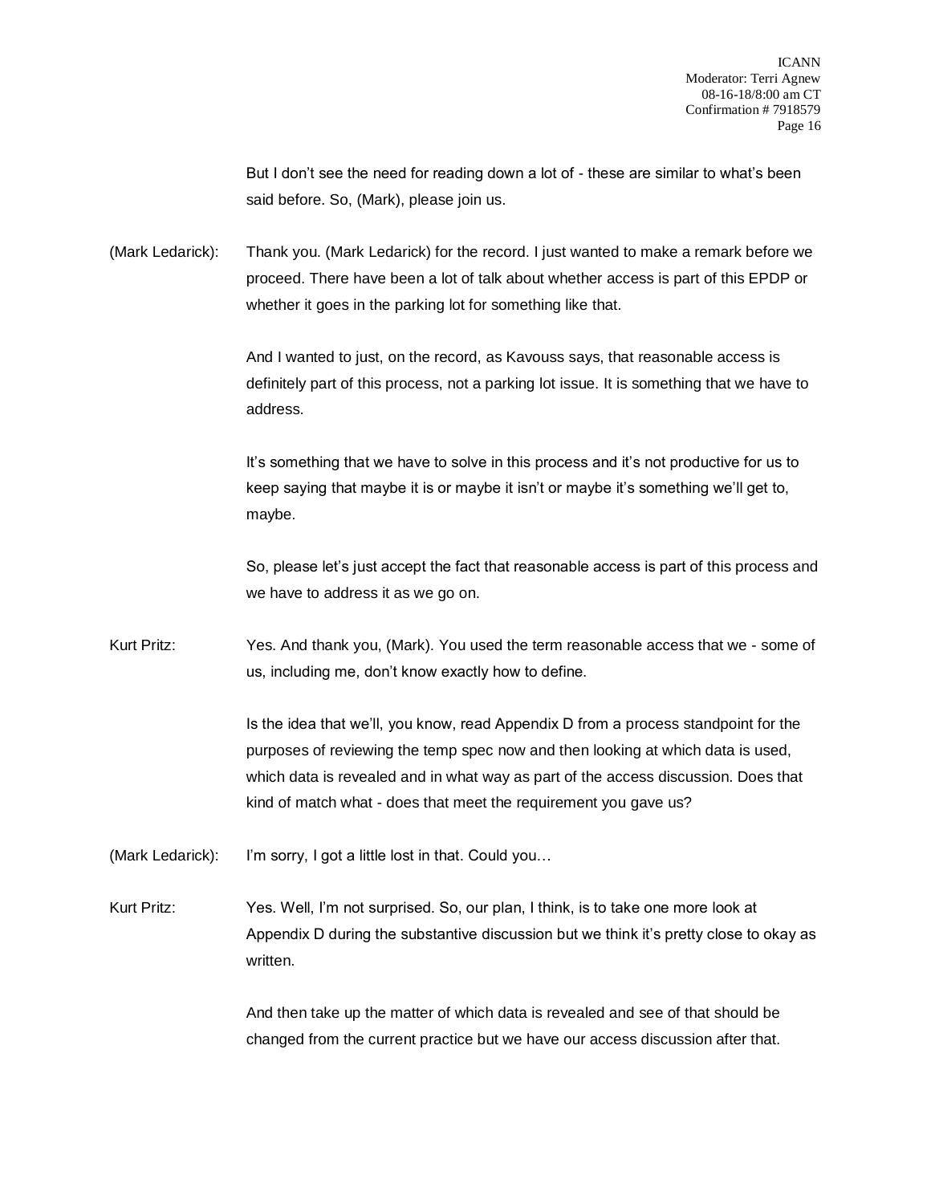But I don't see the need for reading down a lot of - these are similar to what's been said before. So, (Mark), please join us.

(Mark Ledarick): Thank you. (Mark Ledarick) for the record. I just wanted to make a remark before we proceed. There have been a lot of talk about whether access is part of this EPDP or whether it goes in the parking lot for something like that.

And I wanted to just, on the record, as Kavouss says, that reasonable access is definitely part of this process, not a parking lot issue. It is something that we have to address.

It's something that we have to solve in this process and it's not productive for us to keep saying that maybe it is or maybe it isn't or maybe it's something we'll get to, maybe.

So, please let's just accept the fact that reasonable access is part of this process and we have to address it as we go on.

Kurt Pritz: Yes. And thank you, (Mark). You used the term reasonable access that we - some of us, including me, don't know exactly how to define.

Is the idea that we'll, you know, read Appendix D from a process standpoint for the purposes of reviewing the temp spec now and then looking at which data is used, which data is revealed and in what way as part of the access discussion. Does that kind of match what - does that meet the requirement you gave us?

(Mark Ledarick): I'm sorry, I got a little lost in that. Could you…

Kurt Pritz: Yes. Well, I'm not surprised. So, our plan, I think, is to take one more look at Appendix D during the substantive discussion but we think it's pretty close to okay as written.

And then take up the matter of which data is revealed and see of that should be changed from the current practice but we have our access discussion after that.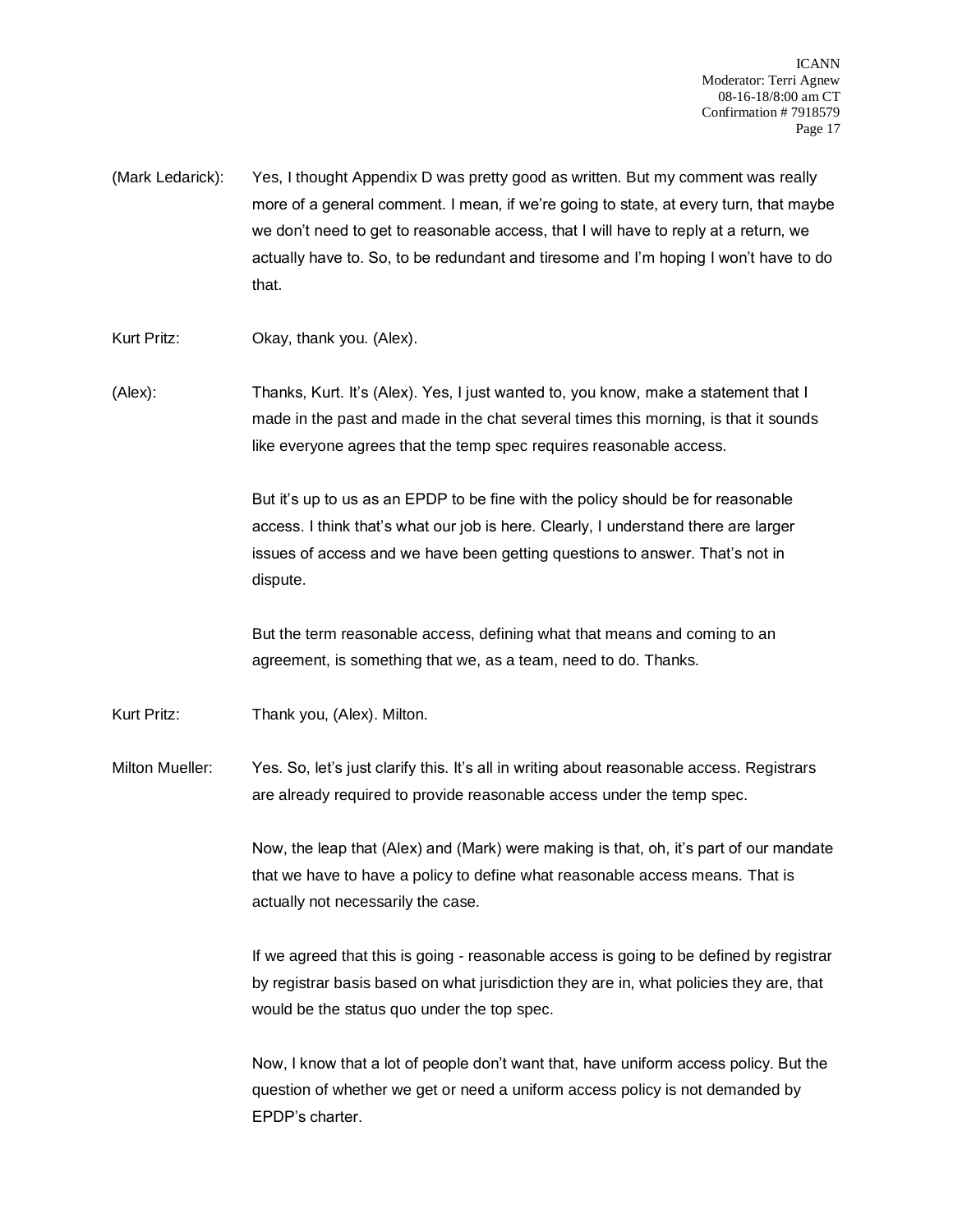(Mark Ledarick): Yes, I thought Appendix D was pretty good as written. But my comment was really more of a general comment. I mean, if we're going to state, at every turn, that maybe we don't need to get to reasonable access, that I will have to reply at a return, we actually have to. So, to be redundant and tiresome and I'm hoping I won't have to do that.

Kurt Pritz: Okay, thank you. (Alex).

(Alex): Thanks, Kurt. It's (Alex). Yes, I just wanted to, you know, make a statement that I made in the past and made in the chat several times this morning, is that it sounds like everyone agrees that the temp spec requires reasonable access.

But it's up to us as an EPDP to be fine with the policy should be for reasonable access. I think that's what our job is here. Clearly, I understand there are larger issues of access and we have been getting questions to answer. That's not in dispute.

But the term reasonable access, defining what that means and coming to an agreement, is something that we, as a team, need to do. Thanks.

Kurt Pritz: Thank you, (Alex). Milton.

Milton Mueller: Yes. So, let's just clarify this. It's all in writing about reasonable access. Registrars are already required to provide reasonable access under the temp spec.

Now, the leap that (Alex) and (Mark) were making is that, oh, it's part of our mandate that we have to have a policy to define what reasonable access means. That is actually not necessarily the case.

If we agreed that this is going - reasonable access is going to be defined by registrar by registrar basis based on what jurisdiction they are in, what policies they are, that would be the status quo under the top spec.

Now, I know that a lot of people don't want that, have uniform access policy. But the question of whether we get or need a uniform access policy is not demanded by EPDP's charter.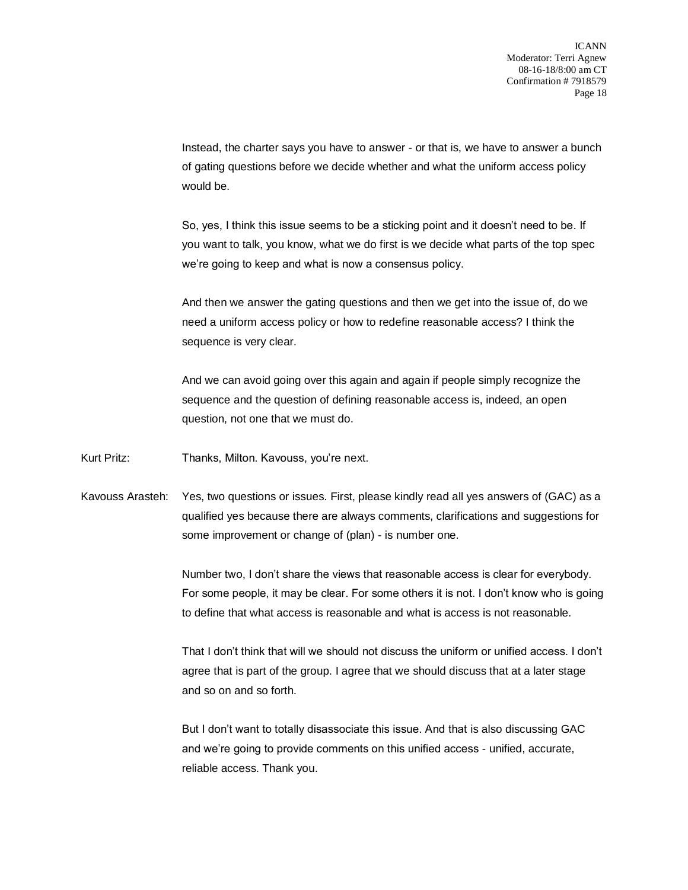Instead, the charter says you have to answer - or that is, we have to answer a bunch of gating questions before we decide whether and what the uniform access policy would be.

So, yes, I think this issue seems to be a sticking point and it doesn't need to be. If you want to talk, you know, what we do first is we decide what parts of the top spec we're going to keep and what is now a consensus policy.

And then we answer the gating questions and then we get into the issue of, do we need a uniform access policy or how to redefine reasonable access? I think the sequence is very clear.

And we can avoid going over this again and again if people simply recognize the sequence and the question of defining reasonable access is, indeed, an open question, not one that we must do.

Kurt Pritz: Thanks, Milton. Kavouss, you're next.

Kavouss Arasteh: Yes, two questions or issues. First, please kindly read all yes answers of (GAC) as a qualified yes because there are always comments, clarifications and suggestions for some improvement or change of (plan) - is number one.

Number two, I don't share the views that reasonable access is clear for everybody. For some people, it may be clear. For some others it is not. I don't know who is going to define that what access is reasonable and what is access is not reasonable.

That I don't think that will we should not discuss the uniform or unified access. I don't agree that is part of the group. I agree that we should discuss that at a later stage and so on and so forth.

But I don't want to totally disassociate this issue. And that is also discussing GAC and we're going to provide comments on this unified access - unified, accurate, reliable access. Thank you.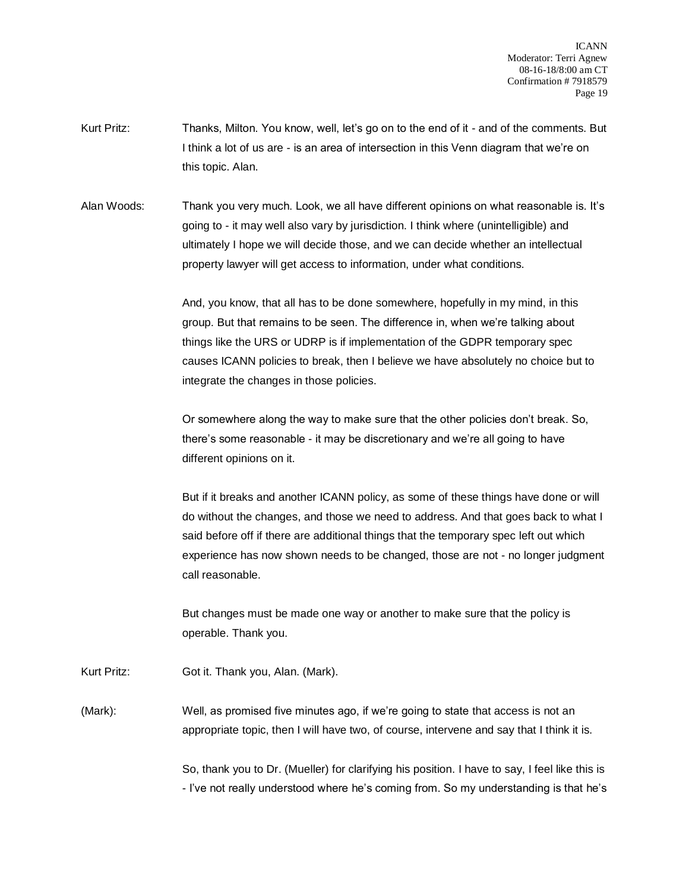Kurt Pritz: Thanks, Milton. You know, well, let's go on to the end of it - and of the comments. But I think a lot of us are - is an area of intersection in this Venn diagram that we're on this topic. Alan.

Alan Woods: Thank you very much. Look, we all have different opinions on what reasonable is. It's going to - it may well also vary by jurisdiction. I think where (unintelligible) and ultimately I hope we will decide those, and we can decide whether an intellectual property lawyer will get access to information, under what conditions.

And, you know, that all has to be done somewhere, hopefully in my mind, in this group. But that remains to be seen. The difference in, when we're talking about things like the URS or UDRP is if implementation of the GDPR temporary spec causes ICANN policies to break, then I believe we have absolutely no choice but to integrate the changes in those policies.

Or somewhere along the way to make sure that the other policies don't break. So, there's some reasonable - it may be discretionary and we're all going to have different opinions on it.

But if it breaks and another ICANN policy, as some of these things have done or will do without the changes, and those we need to address. And that goes back to what I said before off if there are additional things that the temporary spec left out which experience has now shown needs to be changed, those are not - no longer judgment call reasonable.

But changes must be made one way or another to make sure that the policy is operable. Thank you.

Kurt Pritz: Got it. Thank you, Alan. (Mark).

(Mark): Well, as promised five minutes ago, if we're going to state that access is not an appropriate topic, then I will have two, of course, intervene and say that I think it is.

So, thank you to Dr. (Mueller) for clarifying his position. I have to say, I feel like this is - I've not really understood where he's coming from. So my understanding is that he's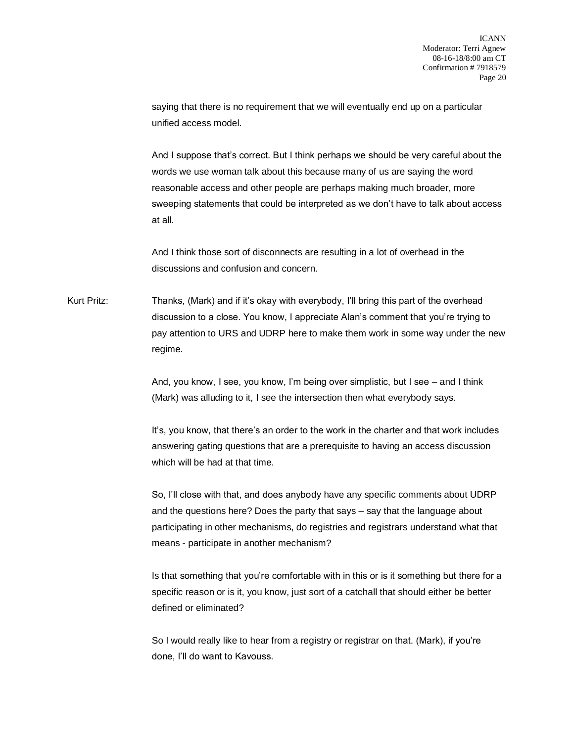saying that there is no requirement that we will eventually end up on a particular unified access model.

And I suppose that's correct. But I think perhaps we should be very careful about the words we use woman talk about this because many of us are saying the word reasonable access and other people are perhaps making much broader, more sweeping statements that could be interpreted as we don't have to talk about access at all.

And I think those sort of disconnects are resulting in a lot of overhead in the discussions and confusion and concern.

Kurt Pritz: Thanks, (Mark) and if it's okay with everybody, I'll bring this part of the overhead discussion to a close. You know, I appreciate Alan's comment that you're trying to pay attention to URS and UDRP here to make them work in some way under the new regime.

And, you know, I see, you know, I'm being over simplistic, but I see – and I think (Mark) was alluding to it, I see the intersection then what everybody says.

It's, you know, that there's an order to the work in the charter and that work includes answering gating questions that are a prerequisite to having an access discussion which will be had at that time.

So, I'll close with that, and does anybody have any specific comments about UDRP and the questions here? Does the party that says – say that the language about participating in other mechanisms, do registries and registrars understand what that means - participate in another mechanism?

Is that something that you're comfortable with in this or is it something but there for a specific reason or is it, you know, just sort of a catchall that should either be better defined or eliminated?

So I would really like to hear from a registry or registrar on that. (Mark), if you're done, I'll do want to Kavouss.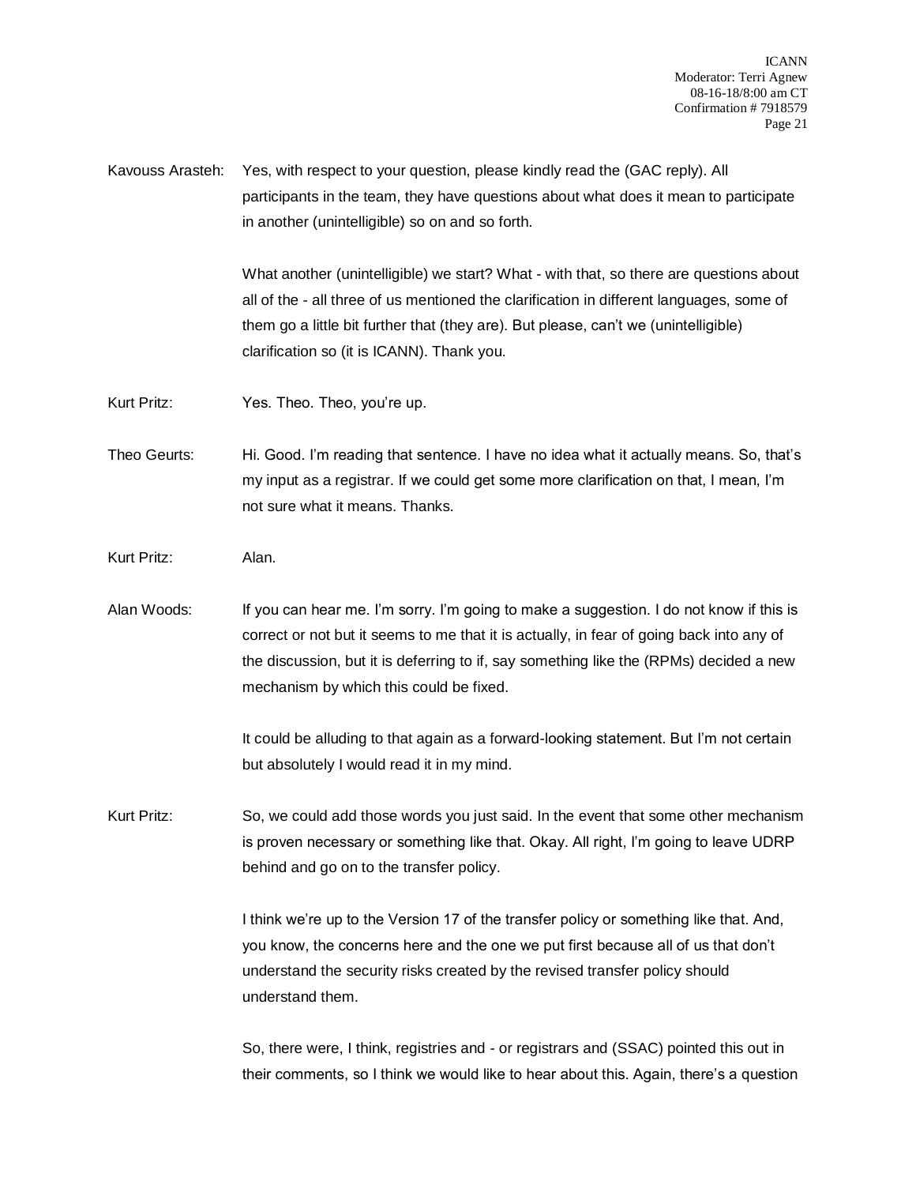Kavouss Arasteh: Yes, with respect to your question, please kindly read the (GAC reply). All participants in the team, they have questions about what does it mean to participate in another (unintelligible) so on and so forth.

What another (unintelligible) we start? What - with that, so there are questions about all of the - all three of us mentioned the clarification in different languages, some of them go a little bit further that (they are). But please, can't we (unintelligible) clarification so (it is ICANN). Thank you.

Kurt Pritz: Yes. Theo. Theo, you're up.

Theo Geurts: Hi. Good. I'm reading that sentence. I have no idea what it actually means. So, that's my input as a registrar. If we could get some more clarification on that, I mean, I'm not sure what it means. Thanks.

Kurt Pritz: Alan.

Alan Woods: If you can hear me. I'm sorry. I'm going to make a suggestion. I do not know if this is correct or not but it seems to me that it is actually, in fear of going back into any of the discussion, but it is deferring to if, say something like the (RPMs) decided a new mechanism by which this could be fixed.

It could be alluding to that again as a forward-looking statement. But I'm not certain but absolutely I would read it in my mind.

Kurt Pritz: So, we could add those words you just said. In the event that some other mechanism is proven necessary or something like that. Okay. All right, I'm going to leave UDRP behind and go on to the transfer policy.

I think we're up to the Version 17 of the transfer policy or something like that. And, you know, the concerns here and the one we put first because all of us that don't understand the security risks created by the revised transfer policy should understand them.

So, there were, I think, registries and - or registrars and (SSAC) pointed this out in their comments, so I think we would like to hear about this. Again, there's a question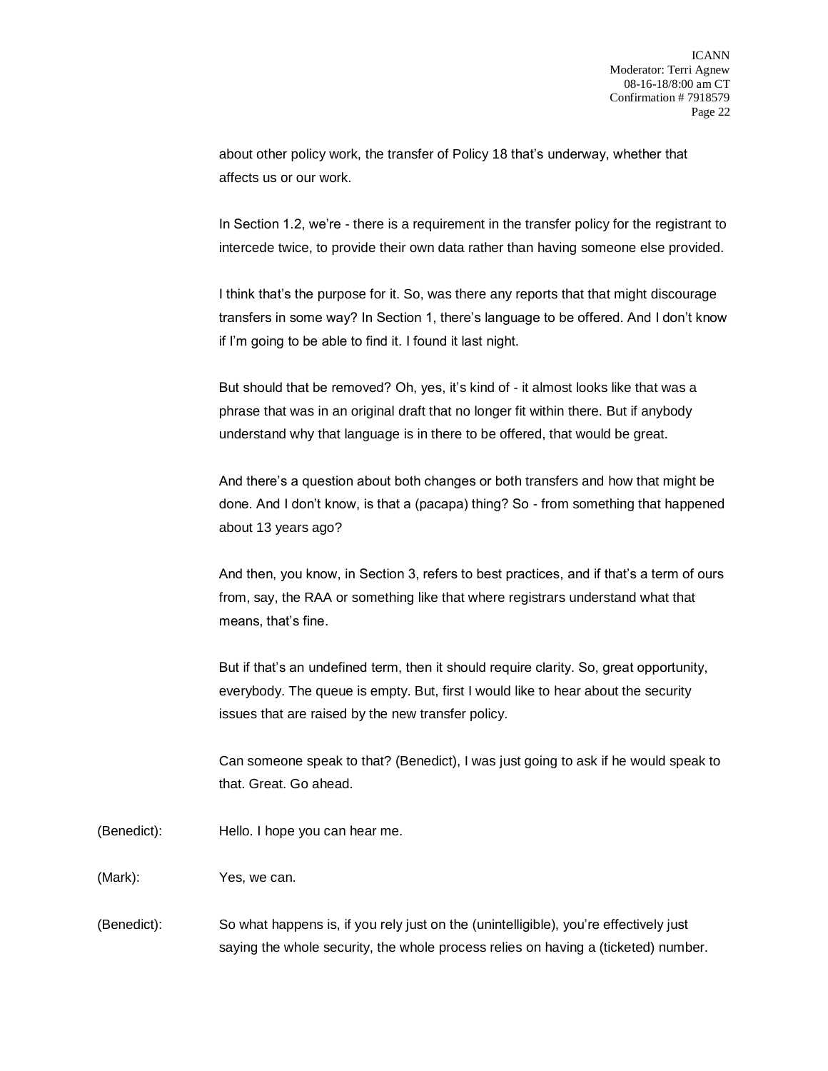about other policy work, the transfer of Policy 18 that's underway, whether that affects us or our work.

In Section 1.2, we're - there is a requirement in the transfer policy for the registrant to intercede twice, to provide their own data rather than having someone else provided.

I think that's the purpose for it. So, was there any reports that that might discourage transfers in some way? In Section 1, there's language to be offered. And I don't know if I'm going to be able to find it. I found it last night.

But should that be removed? Oh, yes, it's kind of - it almost looks like that was a phrase that was in an original draft that no longer fit within there. But if anybody understand why that language is in there to be offered, that would be great.

And there's a question about both changes or both transfers and how that might be done. And I don't know, is that a (pacapa) thing? So - from something that happened about 13 years ago?

And then, you know, in Section 3, refers to best practices, and if that's a term of ours from, say, the RAA or something like that where registrars understand what that means, that's fine.

But if that's an undefined term, then it should require clarity. So, great opportunity, everybody. The queue is empty. But, first I would like to hear about the security issues that are raised by the new transfer policy.

Can someone speak to that? (Benedict), I was just going to ask if he would speak to that. Great. Go ahead.

(Benedict): Hello. I hope you can hear me.

(Mark): Yes, we can.

(Benedict): So what happens is, if you rely just on the (unintelligible), you're effectively just saying the whole security, the whole process relies on having a (ticketed) number.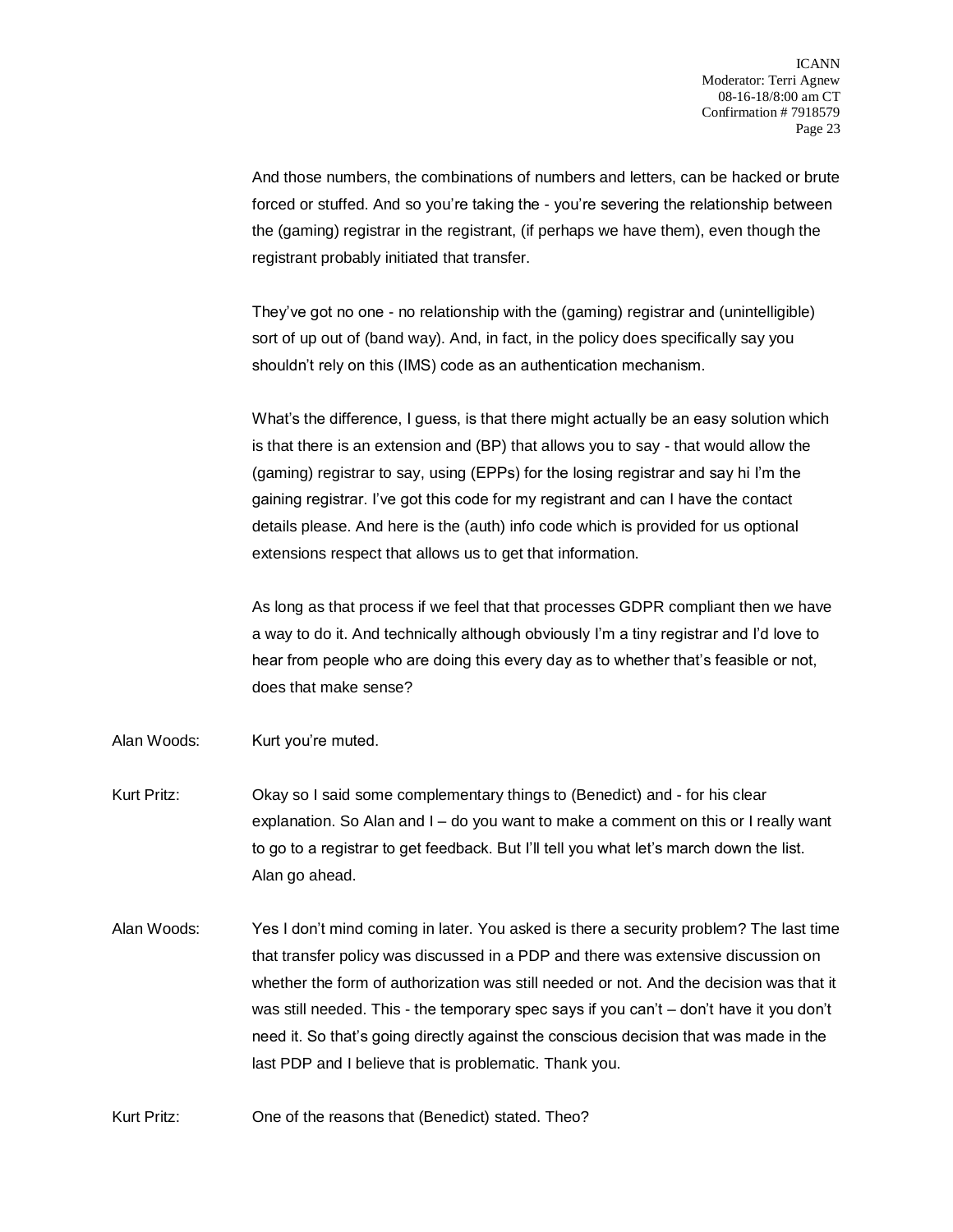And those numbers, the combinations of numbers and letters, can be hacked or brute forced or stuffed. And so you're taking the - you're severing the relationship between the (gaming) registrar in the registrant, (if perhaps we have them), even though the registrant probably initiated that transfer.

They've got no one - no relationship with the (gaming) registrar and (unintelligible) sort of up out of (band way). And, in fact, in the policy does specifically say you shouldn't rely on this (IMS) code as an authentication mechanism.

What's the difference, I guess, is that there might actually be an easy solution which is that there is an extension and (BP) that allows you to say - that would allow the (gaming) registrar to say, using (EPPs) for the losing registrar and say hi I'm the gaining registrar. I've got this code for my registrant and can I have the contact details please. And here is the (auth) info code which is provided for us optional extensions respect that allows us to get that information.

As long as that process if we feel that that processes GDPR compliant then we have a way to do it. And technically although obviously I'm a tiny registrar and I'd love to hear from people who are doing this every day as to whether that's feasible or not, does that make sense?

Alan Woods: Kurt you're muted.

Kurt Pritz: Okay so I said some complementary things to (Benedict) and - for his clear explanation. So Alan and I – do you want to make a comment on this or I really want to go to a registrar to get feedback. But I'll tell you what let's march down the list. Alan go ahead.

Alan Woods: Yes I don't mind coming in later. You asked is there a security problem? The last time that transfer policy was discussed in a PDP and there was extensive discussion on whether the form of authorization was still needed or not. And the decision was that it was still needed. This - the temporary spec says if you can't – don't have it you don't need it. So that's going directly against the conscious decision that was made in the last PDP and I believe that is problematic. Thank you.

Kurt Pritz: One of the reasons that (Benedict) stated. Theo?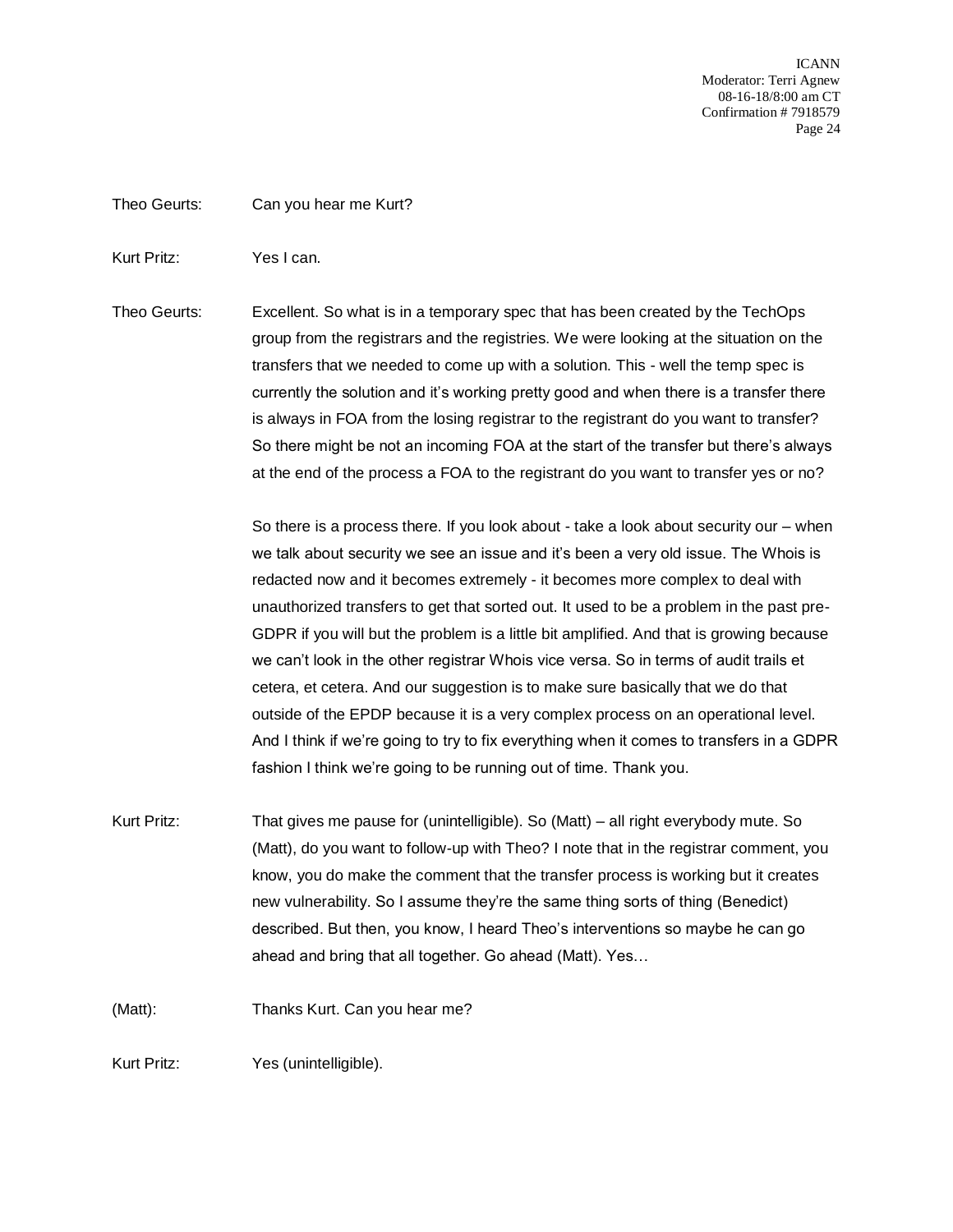Theo Geurts: Can you hear me Kurt?

Kurt Pritz: Yes I can.

Theo Geurts: Excellent. So what is in a temporary spec that has been created by the TechOps group from the registrars and the registries. We were looking at the situation on the transfers that we needed to come up with a solution. This - well the temp spec is currently the solution and it's working pretty good and when there is a transfer there is always in FOA from the losing registrar to the registrant do you want to transfer? So there might be not an incoming FOA at the start of the transfer but there's always at the end of the process a FOA to the registrant do you want to transfer yes or no?

So there is a process there. If you look about - take a look about security our – when we talk about security we see an issue and it's been a very old issue. The Whois is redacted now and it becomes extremely - it becomes more complex to deal with unauthorized transfers to get that sorted out. It used to be a problem in the past pre-GDPR if you will but the problem is a little bit amplified. And that is growing because we can't look in the other registrar Whois vice versa. So in terms of audit trails et cetera, et cetera. And our suggestion is to make sure basically that we do that outside of the EPDP because it is a very complex process on an operational level. And I think if we're going to try to fix everything when it comes to transfers in a GDPR fashion I think we're going to be running out of time. Thank you.

Kurt Pritz: That gives me pause for (unintelligible). So (Matt) – all right everybody mute. So (Matt), do you want to follow-up with Theo? I note that in the registrar comment, you know, you do make the comment that the transfer process is working but it creates new vulnerability. So I assume they're the same thing sorts of thing (Benedict) described. But then, you know, I heard Theo's interventions so maybe he can go ahead and bring that all together. Go ahead (Matt). Yes…

(Matt): Thanks Kurt. Can you hear me?

Kurt Pritz: Yes (unintelligible).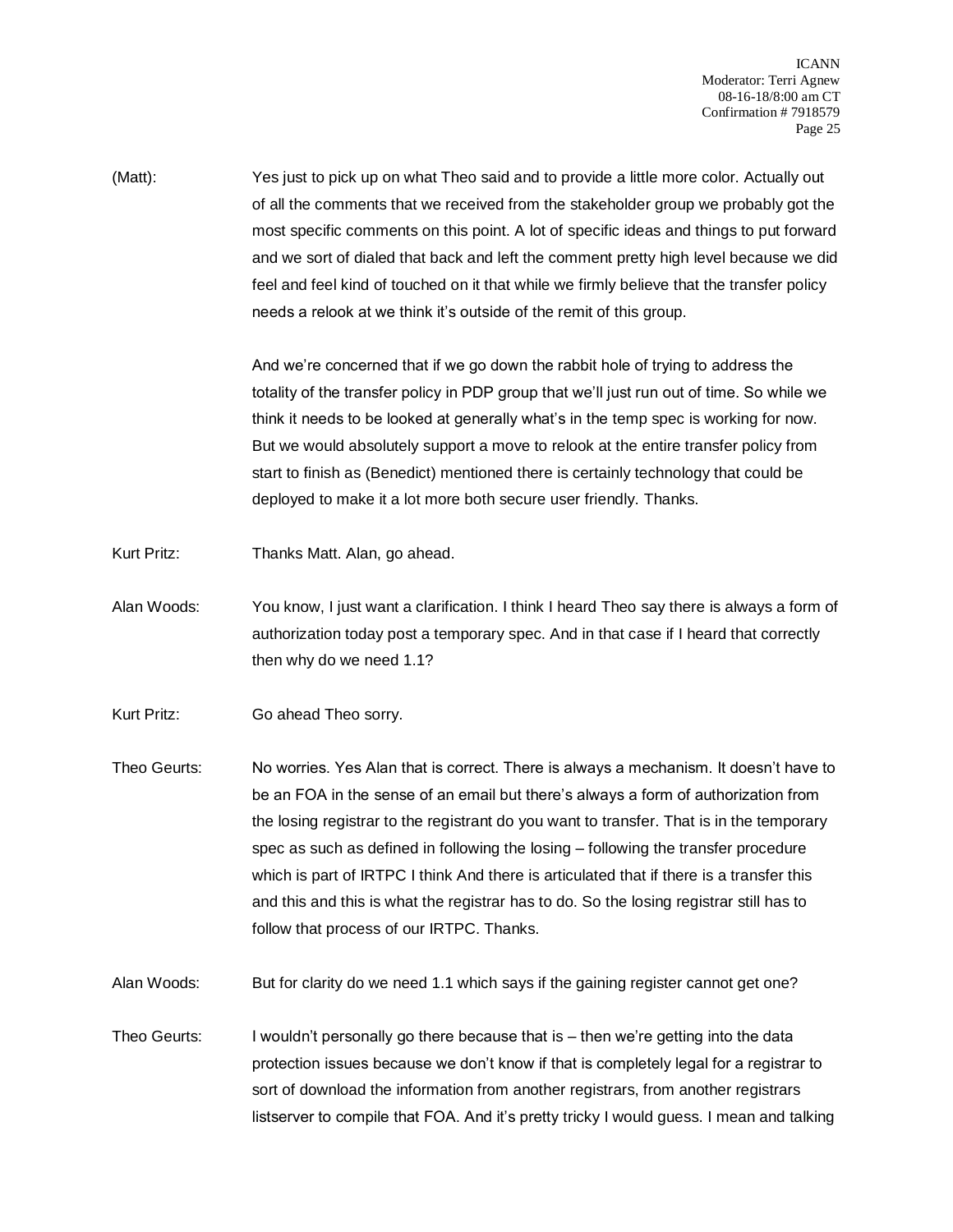(Matt): Yes just to pick up on what Theo said and to provide a little more color. Actually out of all the comments that we received from the stakeholder group we probably got the most specific comments on this point. A lot of specific ideas and things to put forward and we sort of dialed that back and left the comment pretty high level because we did feel and feel kind of touched on it that while we firmly believe that the transfer policy needs a relook at we think it's outside of the remit of this group.

And we're concerned that if we go down the rabbit hole of trying to address the totality of the transfer policy in PDP group that we'll just run out of time. So while we think it needs to be looked at generally what's in the temp spec is working for now. But we would absolutely support a move to relook at the entire transfer policy from start to finish as (Benedict) mentioned there is certainly technology that could be deployed to make it a lot more both secure user friendly. Thanks.

Kurt Pritz: Thanks Matt. Alan, go ahead.

Alan Woods: You know, I just want a clarification. I think I heard Theo say there is always a form of authorization today post a temporary spec. And in that case if I heard that correctly then why do we need 1.1?

Kurt Pritz: Go ahead Theo sorry.

Theo Geurts: No worries. Yes Alan that is correct. There is always a mechanism. It doesn't have to be an FOA in the sense of an email but there's always a form of authorization from the losing registrar to the registrant do you want to transfer. That is in the temporary spec as such as defined in following the losing – following the transfer procedure which is part of IRTPC I think And there is articulated that if there is a transfer this and this and this is what the registrar has to do. So the losing registrar still has to follow that process of our IRTPC. Thanks.

Alan Woods: But for clarity do we need 1.1 which says if the gaining register cannot get one?

Theo Geurts: I wouldn't personally go there because that is – then we're getting into the data protection issues because we don't know if that is completely legal for a registrar to sort of download the information from another registrars, from another registrars listserver to compile that FOA. And it's pretty tricky I would guess. I mean and talking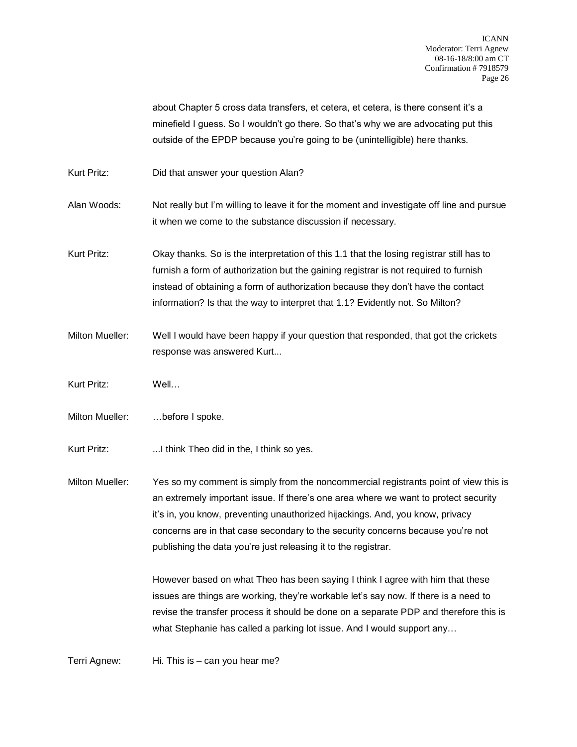about Chapter 5 cross data transfers, et cetera, et cetera, is there consent it's a minefield I guess. So I wouldn't go there. So that's why we are advocating put this outside of the EPDP because you're going to be (unintelligible) here thanks.

Kurt Pritz: Did that answer your question Alan?

Alan Woods: Not really but I'm willing to leave it for the moment and investigate off line and pursue it when we come to the substance discussion if necessary.

Kurt Pritz: Okay thanks. So is the interpretation of this 1.1 that the losing registrar still has to furnish a form of authorization but the gaining registrar is not required to furnish instead of obtaining a form of authorization because they don't have the contact information? Is that the way to interpret that 1.1? Evidently not. So Milton?

Milton Mueller: Well I would have been happy if your question that responded, that got the crickets response was answered Kurt...

Kurt Pritz: Well…

Milton Mueller: …before I spoke.

Kurt Pritz: ...I think Theo did in the, I think so yes.

Milton Mueller: Yes so my comment is simply from the noncommercial registrants point of view this is an extremely important issue. If there's one area where we want to protect security it's in, you know, preventing unauthorized hijackings. And, you know, privacy concerns are in that case secondary to the security concerns because you're not publishing the data you're just releasing it to the registrar.

However based on what Theo has been saying I think I agree with him that these issues are things are working, they're workable let's say now. If there is a need to revise the transfer process it should be done on a separate PDP and therefore this is what Stephanie has called a parking lot issue. And I would support any…

Terri Agnew: Hi. This is – can you hear me?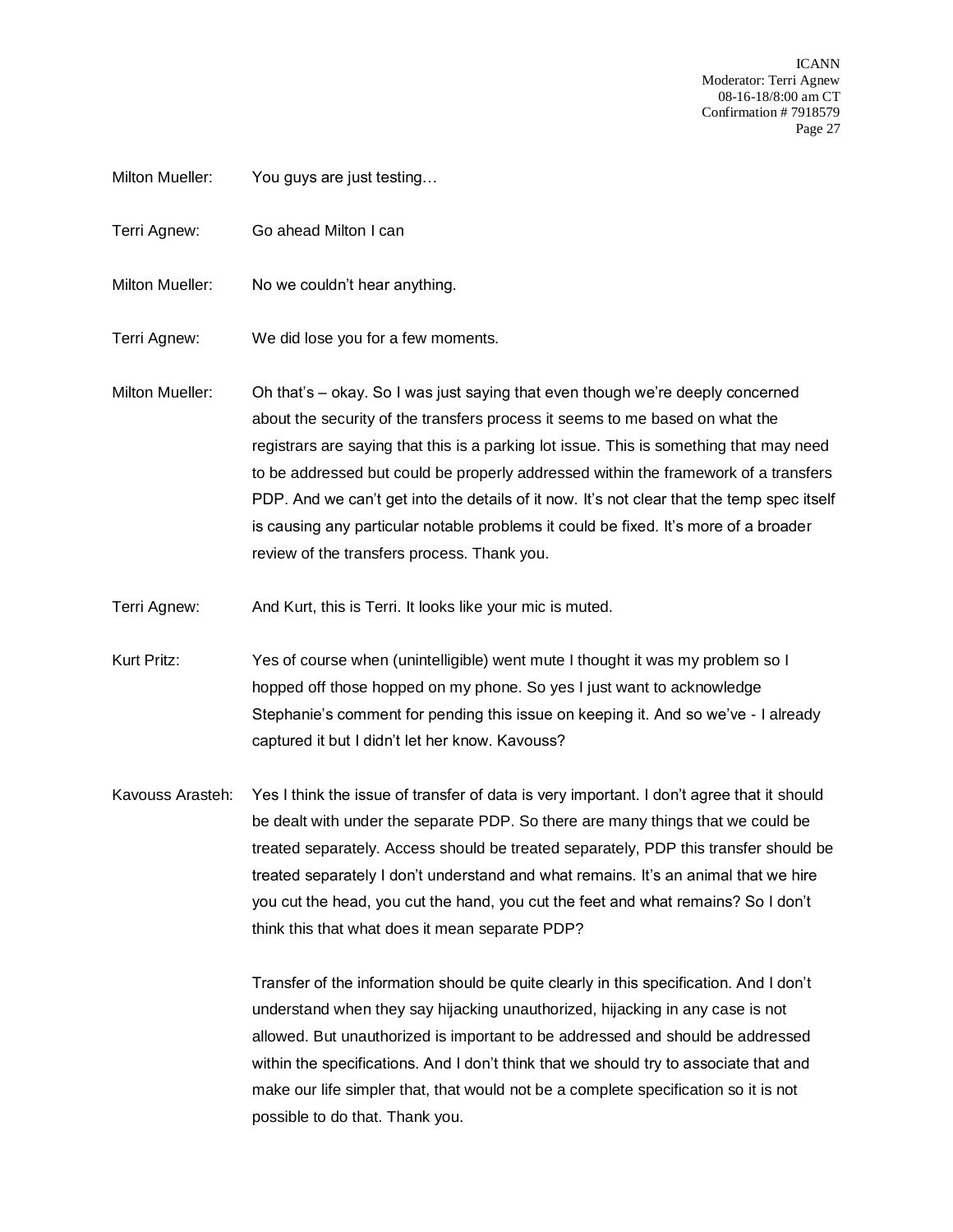Milton Mueller: You guys are just testing…

Terri Agnew: Go ahead Milton I can

Milton Mueller: No we couldn't hear anything.

Terri Agnew: We did lose you for a few moments.

Milton Mueller: Oh that's – okay. So I was just saying that even though we're deeply concerned about the security of the transfers process it seems to me based on what the registrars are saying that this is a parking lot issue. This is something that may need to be addressed but could be properly addressed within the framework of a transfers PDP. And we can't get into the details of it now. It's not clear that the temp spec itself is causing any particular notable problems it could be fixed. It's more of a broader review of the transfers process. Thank you.

Terri Agnew: And Kurt, this is Terri. It looks like your mic is muted.

Kurt Pritz: Yes of course when (unintelligible) went mute I thought it was my problem so I hopped off those hopped on my phone. So yes I just want to acknowledge Stephanie's comment for pending this issue on keeping it. And so we've - I already captured it but I didn't let her know. Kavouss?

Kavouss Arasteh: Yes I think the issue of transfer of data is very important. I don't agree that it should be dealt with under the separate PDP. So there are many things that we could be treated separately. Access should be treated separately, PDP this transfer should be treated separately I don't understand and what remains. It's an animal that we hire you cut the head, you cut the hand, you cut the feet and what remains? So I don't think this that what does it mean separate PDP?

Transfer of the information should be quite clearly in this specification. And I don't understand when they say hijacking unauthorized, hijacking in any case is not allowed. But unauthorized is important to be addressed and should be addressed within the specifications. And I don't think that we should try to associate that and make our life simpler that, that would not be a complete specification so it is not possible to do that. Thank you.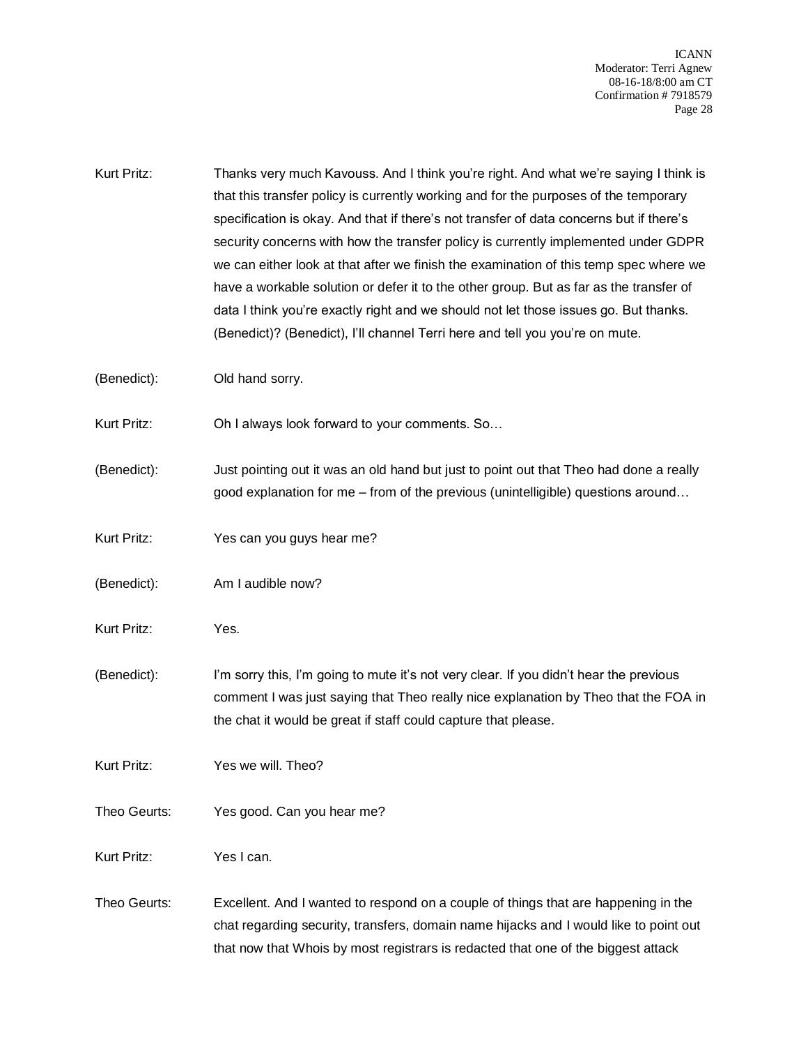Kurt Pritz: Thanks very much Kavouss. And I think you're right. And what we're saying I think is that this transfer policy is currently working and for the purposes of the temporary specification is okay. And that if there's not transfer of data concerns but if there's security concerns with how the transfer policy is currently implemented under GDPR we can either look at that after we finish the examination of this temp spec where we have a workable solution or defer it to the other group. But as far as the transfer of data I think you're exactly right and we should not let those issues go. But thanks. (Benedict)? (Benedict), I'll channel Terri here and tell you you're on mute.

(Benedict): Old hand sorry.

Kurt Pritz: Oh I always look forward to your comments. So…

(Benedict): Just pointing out it was an old hand but just to point out that Theo had done a really good explanation for me – from of the previous (unintelligible) questions around…

Kurt Pritz: Yes can you guys hear me?

(Benedict): Am I audible now?

Kurt Pritz: Yes.

(Benedict): I'm sorry this, I'm going to mute it's not very clear. If you didn't hear the previous comment I was just saying that Theo really nice explanation by Theo that the FOA in the chat it would be great if staff could capture that please.

Kurt Pritz: Yes we will. Theo?

Theo Geurts: Yes good. Can you hear me?

Kurt Pritz: Yes I can.

Theo Geurts: Excellent. And I wanted to respond on a couple of things that are happening in the chat regarding security, transfers, domain name hijacks and I would like to point out that now that Whois by most registrars is redacted that one of the biggest attack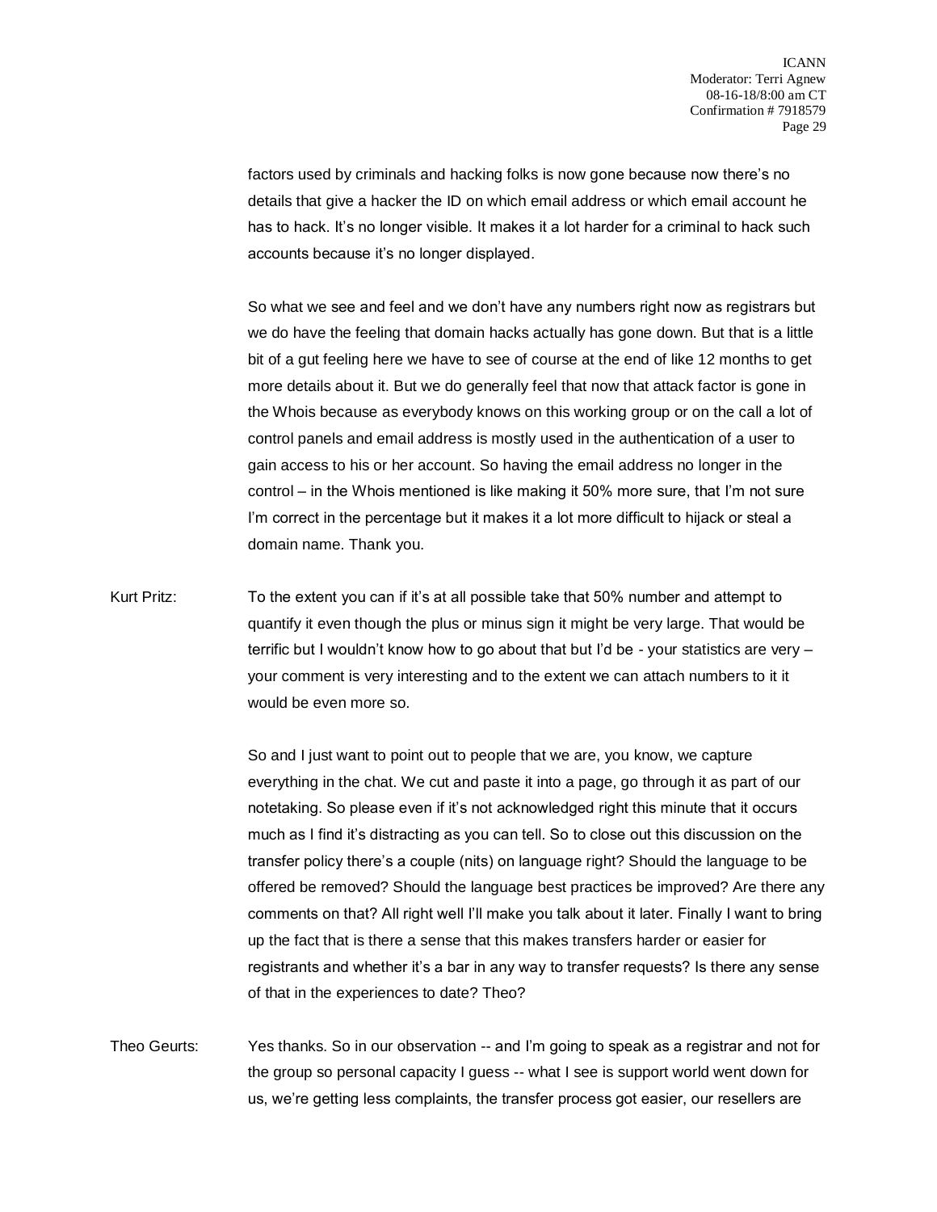factors used by criminals and hacking folks is now gone because now there's no details that give a hacker the ID on which email address or which email account he has to hack. It's no longer visible. It makes it a lot harder for a criminal to hack such accounts because it's no longer displayed.

So what we see and feel and we don't have any numbers right now as registrars but we do have the feeling that domain hacks actually has gone down. But that is a little bit of a gut feeling here we have to see of course at the end of like 12 months to get more details about it. But we do generally feel that now that attack factor is gone in the Whois because as everybody knows on this working group or on the call a lot of control panels and email address is mostly used in the authentication of a user to gain access to his or her account. So having the email address no longer in the control – in the Whois mentioned is like making it 50% more sure, that I'm not sure I'm correct in the percentage but it makes it a lot more difficult to hijack or steal a domain name. Thank you.

Kurt Pritz: To the extent you can if it's at all possible take that 50% number and attempt to quantify it even though the plus or minus sign it might be very large. That would be terrific but I wouldn't know how to go about that but I'd be - your statistics are very – your comment is very interesting and to the extent we can attach numbers to it it would be even more so.

So and I just want to point out to people that we are, you know, we capture everything in the chat. We cut and paste it into a page, go through it as part of our notetaking. So please even if it's not acknowledged right this minute that it occurs much as I find it's distracting as you can tell. So to close out this discussion on the transfer policy there's a couple (nits) on language right? Should the language to be offered be removed? Should the language best practices be improved? Are there any comments on that? All right well I'll make you talk about it later. Finally I want to bring up the fact that is there a sense that this makes transfers harder or easier for registrants and whether it's a bar in any way to transfer requests? Is there any sense of that in the experiences to date? Theo?

Theo Geurts: Yes thanks. So in our observation -- and I'm going to speak as a registrar and not for the group so personal capacity I guess -- what I see is support world went down for us, we're getting less complaints, the transfer process got easier, our resellers are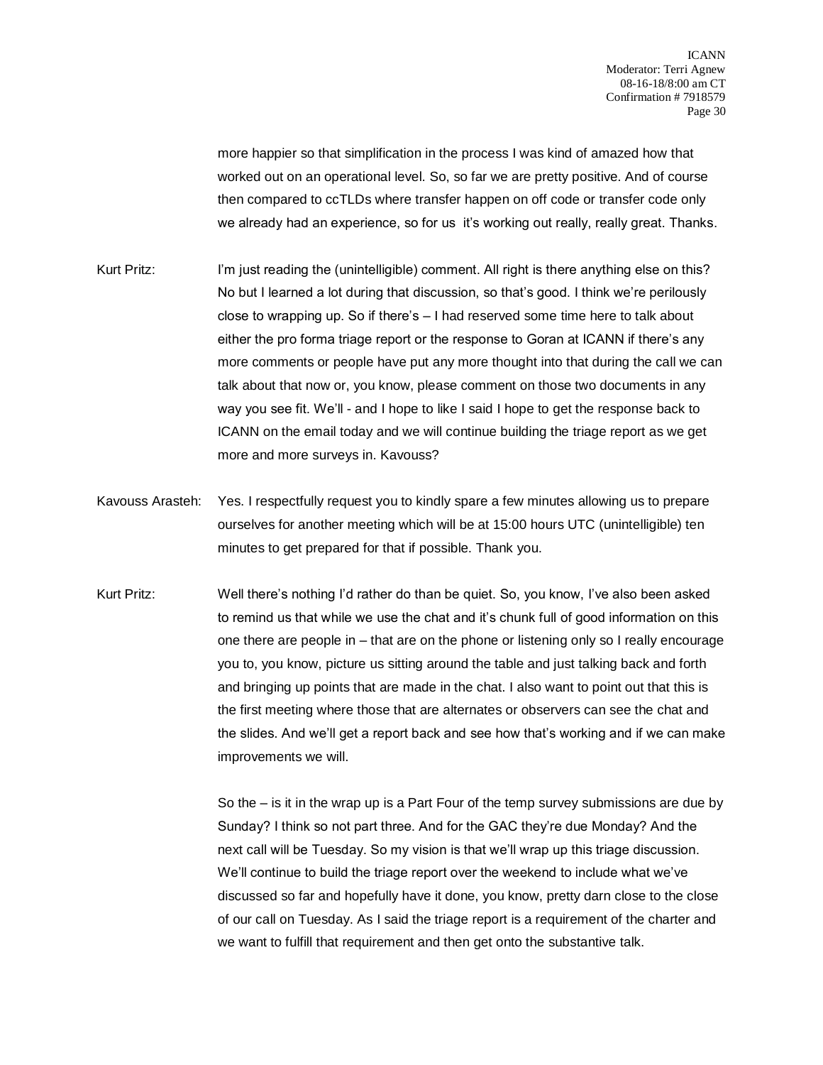more happier so that simplification in the process I was kind of amazed how that worked out on an operational level. So, so far we are pretty positive. And of course then compared to ccTLDs where transfer happen on off code or transfer code only we already had an experience, so for us it's working out really, really great. Thanks.

Kurt Pritz: I'm just reading the (unintelligible) comment. All right is there anything else on this? No but I learned a lot during that discussion, so that's good. I think we're perilously close to wrapping up. So if there's – I had reserved some time here to talk about either the pro forma triage report or the response to Goran at ICANN if there's any more comments or people have put any more thought into that during the call we can talk about that now or, you know, please comment on those two documents in any way you see fit. We'll - and I hope to like I said I hope to get the response back to ICANN on the email today and we will continue building the triage report as we get more and more surveys in. Kavouss?

Kavouss Arasteh: Yes. I respectfully request you to kindly spare a few minutes allowing us to prepare ourselves for another meeting which will be at 15:00 hours UTC (unintelligible) ten minutes to get prepared for that if possible. Thank you.

Kurt Pritz: Well there's nothing I'd rather do than be quiet. So, you know, I've also been asked to remind us that while we use the chat and it's chunk full of good information on this one there are people in – that are on the phone or listening only so I really encourage you to, you know, picture us sitting around the table and just talking back and forth and bringing up points that are made in the chat. I also want to point out that this is the first meeting where those that are alternates or observers can see the chat and the slides. And we'll get a report back and see how that's working and if we can make improvements we will.

So the – is it in the wrap up is a Part Four of the temp survey submissions are due by Sunday? I think so not part three. And for the GAC they're due Monday? And the next call will be Tuesday. So my vision is that we'll wrap up this triage discussion. We'll continue to build the triage report over the weekend to include what we've discussed so far and hopefully have it done, you know, pretty darn close to the close of our call on Tuesday. As I said the triage report is a requirement of the charter and we want to fulfill that requirement and then get onto the substantive talk.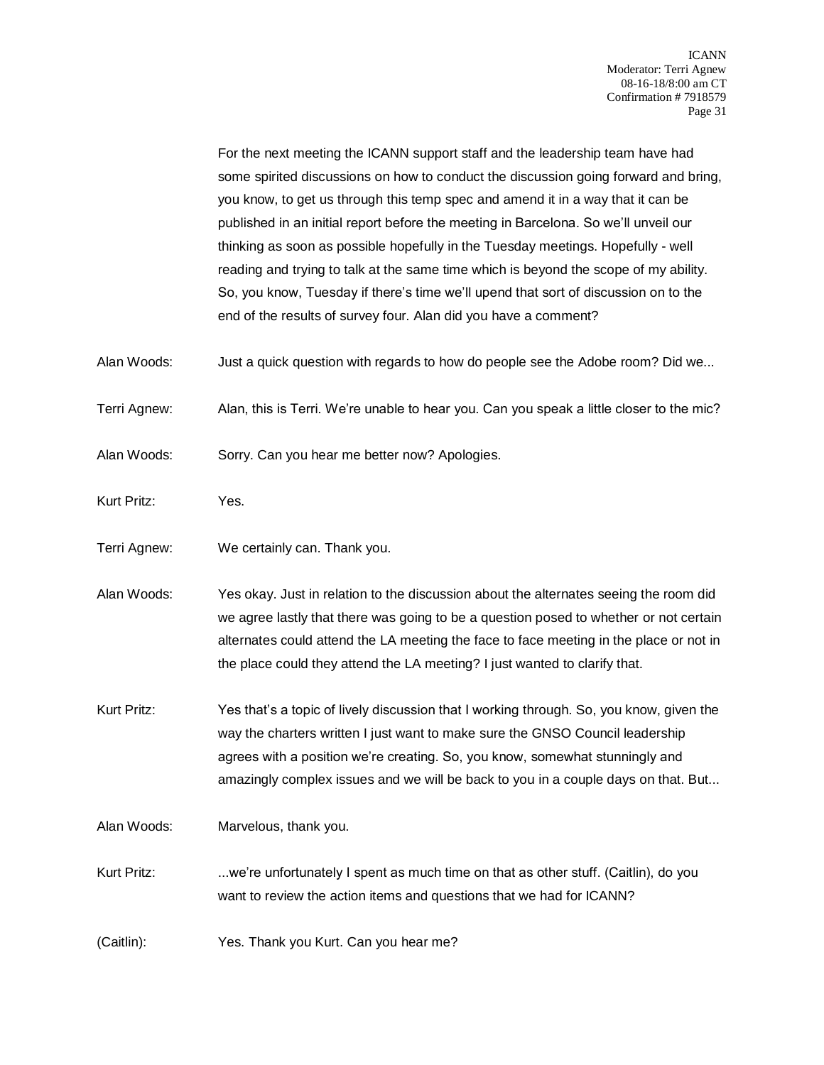For the next meeting the ICANN support staff and the leadership team have had some spirited discussions on how to conduct the discussion going forward and bring, you know, to get us through this temp spec and amend it in a way that it can be published in an initial report before the meeting in Barcelona. So we'll unveil our thinking as soon as possible hopefully in the Tuesday meetings. Hopefully - well reading and trying to talk at the same time which is beyond the scope of my ability. So, you know, Tuesday if there's time we'll upend that sort of discussion on to the end of the results of survey four. Alan did you have a comment?

Alan Woods: Just a quick question with regards to how do people see the Adobe room? Did we...

Terri Agnew: Alan, this is Terri. We're unable to hear you. Can you speak a little closer to the mic?

Alan Woods: Sorry. Can you hear me better now? Apologies.

Kurt Pritz: Yes.

Terri Agnew: We certainly can. Thank you.

Alan Woods: Yes okay. Just in relation to the discussion about the alternates seeing the room did we agree lastly that there was going to be a question posed to whether or not certain alternates could attend the LA meeting the face to face meeting in the place or not in the place could they attend the LA meeting? I just wanted to clarify that.

Kurt Pritz: Yes that's a topic of lively discussion that I working through. So, you know, given the way the charters written I just want to make sure the GNSO Council leadership agrees with a position we're creating. So, you know, somewhat stunningly and amazingly complex issues and we will be back to you in a couple days on that. But...

Alan Woods: Marvelous, thank you.

Kurt Pritz: ...we're unfortunately I spent as much time on that as other stuff. (Caitlin), do you want to review the action items and questions that we had for ICANN?

(Caitlin): Yes. Thank you Kurt. Can you hear me?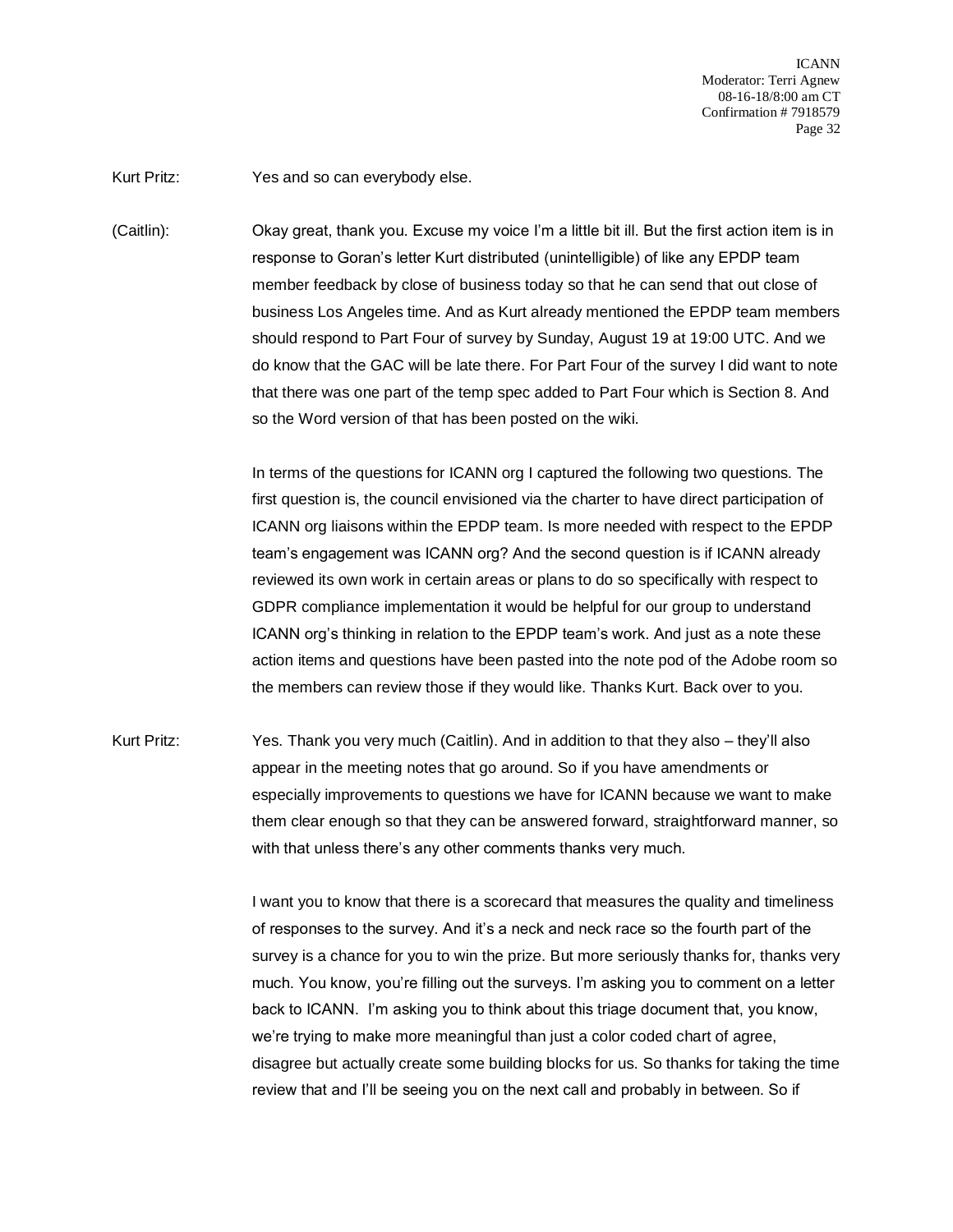Kurt Pritz: Yes and so can everybody else.

(Caitlin): Okay great, thank you. Excuse my voice I'm a little bit ill. But the first action item is in response to Goran's letter Kurt distributed (unintelligible) of like any EPDP team member feedback by close of business today so that he can send that out close of business Los Angeles time. And as Kurt already mentioned the EPDP team members should respond to Part Four of survey by Sunday, August 19 at 19:00 UTC. And we do know that the GAC will be late there. For Part Four of the survey I did want to note that there was one part of the temp spec added to Part Four which is Section 8. And so the Word version of that has been posted on the wiki.

In terms of the questions for ICANN org I captured the following two questions. The first question is, the council envisioned via the charter to have direct participation of ICANN org liaisons within the EPDP team. Is more needed with respect to the EPDP team's engagement was ICANN org? And the second question is if ICANN already reviewed its own work in certain areas or plans to do so specifically with respect to GDPR compliance implementation it would be helpful for our group to understand ICANN org's thinking in relation to the EPDP team's work. And just as a note these action items and questions have been pasted into the note pod of the Adobe room so the members can review those if they would like. Thanks Kurt. Back over to you.

Kurt Pritz: Yes. Thank you very much (Caitlin). And in addition to that they also – they'll also appear in the meeting notes that go around. So if you have amendments or especially improvements to questions we have for ICANN because we want to make them clear enough so that they can be answered forward, straightforward manner, so with that unless there's any other comments thanks very much.

I want you to know that there is a scorecard that measures the quality and timeliness of responses to the survey. And it's a neck and neck race so the fourth part of the survey is a chance for you to win the prize. But more seriously thanks for, thanks very much. You know, you're filling out the surveys. I'm asking you to comment on a letter back to ICANN. I'm asking you to think about this triage document that, you know, we're trying to make more meaningful than just a color coded chart of agree, disagree but actually create some building blocks for us. So thanks for taking the time review that and I'll be seeing you on the next call and probably in between. So if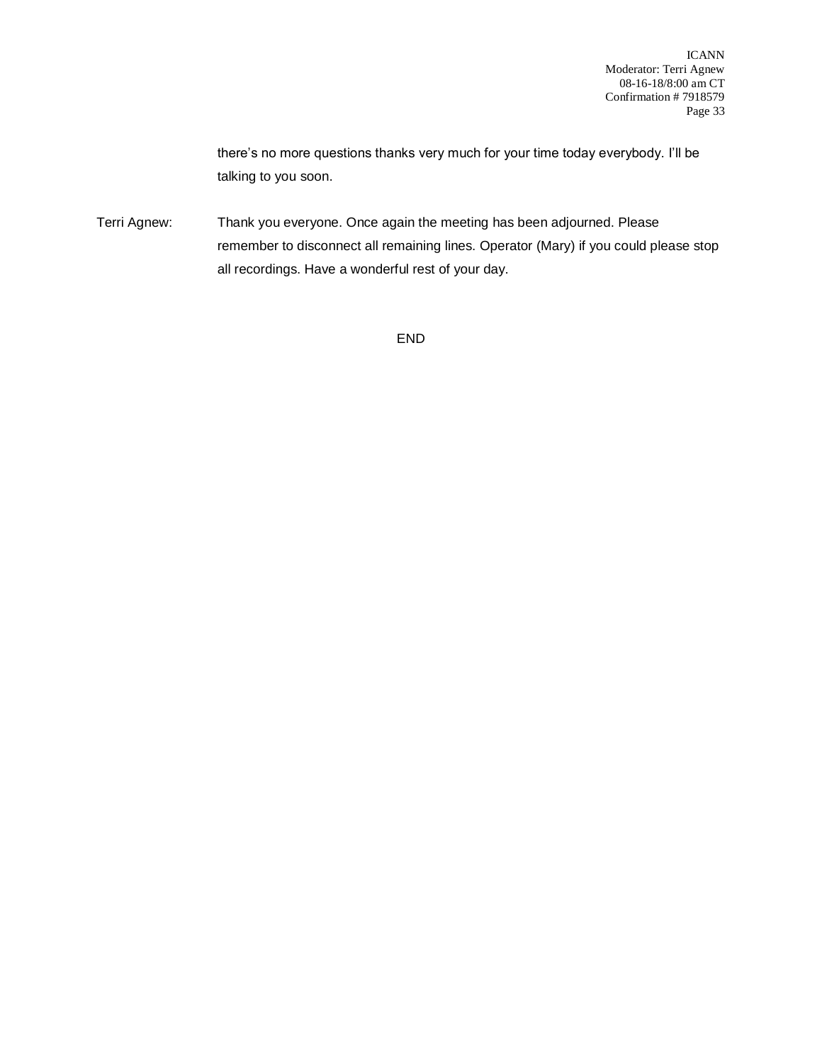there's no more questions thanks very much for your time today everybody. I'll be talking to you soon.

Terri Agnew: Thank you everyone. Once again the meeting has been adjourned. Please remember to disconnect all remaining lines. Operator (Mary) if you could please stop all recordings. Have a wonderful rest of your day.

END